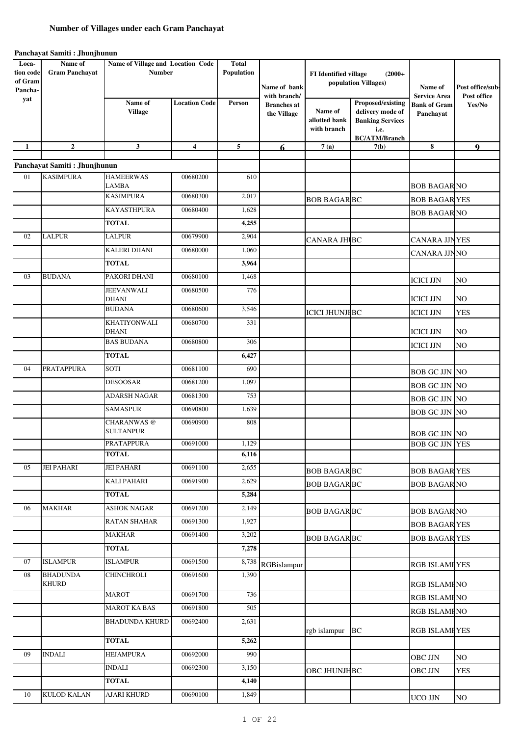## Number of Villages under each Gram Panchayat

**Panchayat Samiti : Jhunjhunun**

| Location code of Gram Panchayat | Name of Gram Panchayat | Name of Village and Location Code Number | | Total Population | Name of bank with branch/ Branches at the Village | FI Identified village (2000+ population Villages) | | Name of Service Area Bank of Gram Panchayat | Post office/sub-Post office Yes/No |
|---|---|---|---|---|---|---|---|---|---|
| | | Name of Village | Location Code | Person | | Name of allotted bank with branch | Proposed/existing delivery mode of Banking Services i.e. BC/ATM/Branch | | |
| 1 | 2 | 3 | 4 | 5 | 6 | 7 (a) | 7(b) | 8 | 9 |
| **Panchayat Samiti : Jhunjhunun** | | | | | | | | | |
| 01 | KASIMPURA | HAMEERWAS LAMBA | 00680200 | 610 | | | | BOB BAGAR | NO |
| | | KASIMPURA | 00680300 | 2,017 | | BOB BAGAR | BC | BOB BAGAR | YES |
| | | KAYASTHPURA | 00680400 | 1,628 | | | | BOB BAGAR | NO |
| | | **TOTAL** | | **4,255** | | | | | |
| 02 | LALPUR | LALPUR | 00679900 | 2,904 | | CANARA JHU | BC | CANARA JJN | YES |
| | | KALERI DHANI | 00680000 | 1,060 | | | | CANARA JJN | NO |
| | | **TOTAL** | | **3,964** | | | | | |
| 03 | BUDANA | PAKORI DHANI | 00680100 | 1,468 | | | | ICICI JJN | NO |
| | | JEEVANWALI DHANI | 00680500 | 776 | | | | ICICI JJN | NO |
| | | BUDANA | 00680600 | 3,546 | | ICICI JHUNJH | BC | ICICI JJN | YES |
| | | KHATIYONWALI DHANI | 00680700 | 331 | | | | ICICI JJN | NO |
| | | BAS BUDANA | 00680800 | 306 | | | | ICICI JJN | NO |
| | | **TOTAL** | | **6,427** | | | | | |
| 04 | PRATAPPURA | SOTI | 00681100 | 690 | | | | BOB GC JJN | NO |
| | | DESOOSAR | 00681200 | 1,097 | | | | BOB GC JJN | NO |
| | | ADARSH NAGAR | 00681300 | 753 | | | | BOB GC JJN | NO |
| | | SAMASPUR | 00690800 | 1,639 | | | | BOB GC JJN | NO |
| | | CHARANWAS @ SULTANPUR | 00690900 | 808 | | | | BOB GC JJN | NO |
| | | PRATAPPURA | 00691000 | 1,129 | | | | BOB GC JJN | YES |
| | | **TOTAL** | | **6,116** | | | | | |
| 05 | JEI PAHARI | JEI PAHARI | 00691100 | 2,655 | | BOB BAGAR | BC | BOB BAGAR | YES |
| | | KALI PAHARI | 00691900 | 2,629 | | BOB BAGAR | BC | BOB BAGAR | NO |
| | | **TOTAL** | | **5,284** | | | | | |
| 06 | MAKHAR | ASHOK NAGAR | 00691200 | 2,149 | | BOB BAGAR | BC | BOB BAGAR | NO |
| | | RATAN SHAHAR | 00691300 | 1,927 | | | | BOB BAGAR | YES |
| | | MAKHAR | 00691400 | 3,202 | | BOB BAGAR | BC | BOB BAGAR | YES |
| | | **TOTAL** | | **7,278** | | | | | |
| 07 | ISLAMPUR | ISLAMPUR | 00691500 | 8,738 | RGBislampur | | | RGB ISLAMP | YES |
| 08 | BHADUNDA KHURD | CHINCHROLI | 00691600 | 1,390 | | | | RGB ISLAMP | NO |
| | | MAROT | 00691700 | 736 | | | | RGB ISLAMP | NO |
| | | MAROT KA BAS | 00691800 | 505 | | | | RGB ISLAMP | NO |
| | | BHADUNDA KHURD | 00692400 | 2,631 | | rgb islampur | BC | RGB ISLAMP | YES |
| | | **TOTAL** | | **5,262** | | | | | |
| 09 | INDALI | HEJAMPURA | 00692000 | 990 | | | | OBC JJN | NO |
| | | INDALI | 00692300 | 3,150 | | OBC JHUNJH | BC | OBC JJN | YES |
| | | **TOTAL** | | **4,140** | | | | | |
| 10 | KULOD KALAN | AJARI KHURD | 00690100 | 1,849 | | | | UCO JJN | NO |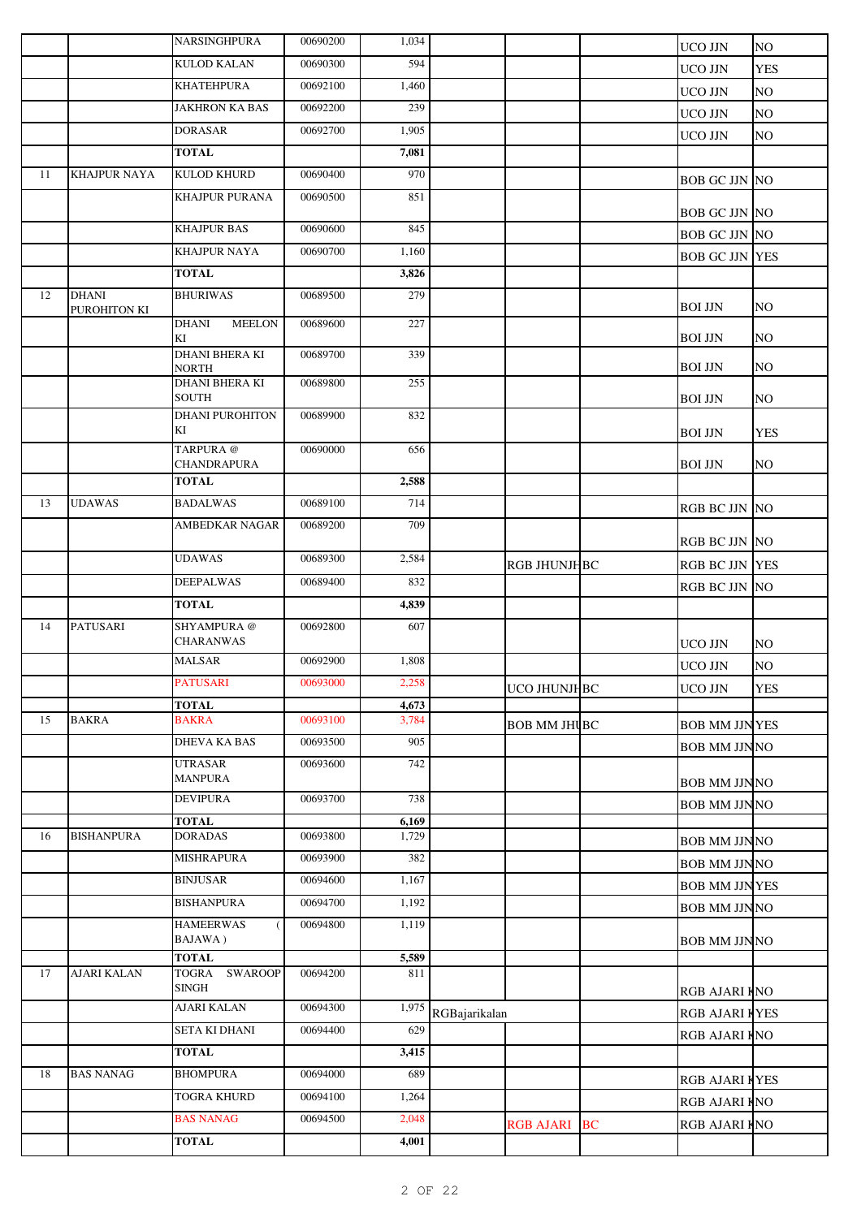| | | | | | | | | | |
|---|---|---|---|---|---|---|---|---|---|
| | | NARSINGHPURA | 00690200 | 1,034 | | | | UCO JJN | NO |
| | | KULOD KALAN | 00690300 | 594 | | | | UCO JJN | YES |
| | | KHATEHPURA | 00692100 | 1,460 | | | | UCO JJN | NO |
| | | JAKHRON KA BAS | 00692200 | 239 | | | | UCO JJN | NO |
| | | DORASAR | 00692700 | 1,905 | | | | UCO JJN | NO |
| | | **TOTAL** | | **7,081** | | | | | |
| 11 | KHAJPUR NAYA | KULOD KHURD | 00690400 | 970 | | | | BOB GC JJN | NO |
| | | KHAJPUR PURANA | 00690500 | 851 | | | | BOB GC JJN | NO |
| | | KHAJPUR BAS | 00690600 | 845 | | | | BOB GC JJN | NO |
| | | KHAJPUR NAYA | 00690700 | 1,160 | | | | BOB GC JJN | YES |
| | | **TOTAL** | | **3,826** | | | | | |
| 12 | DHANI PUROHITON KI | BHURIWAS | 00689500 | 279 | | | | BOI JJN | NO |
| | | DHANI MEELON KI | 00689600 | 227 | | | | BOI JJN | NO |
| | | DHANI BHERA KI NORTH | 00689700 | 339 | | | | BOI JJN | NO |
| | | DHANI BHERA KI SOUTH | 00689800 | 255 | | | | BOI JJN | NO |
| | | DHANI PUROHITON KI | 00689900 | 832 | | | | BOI JJN | YES |
| | | TARPURA @ CHANDRAPURA | 00690000 | 656 | | | | BOI JJN | NO |
| | | **TOTAL** | | **2,588** | | | | | |
| 13 | UDAWAS | BADALWAS | 00689100 | 714 | | | | RGB BC JJN | NO |
| | | AMBEDKAR NAGAR | 00689200 | 709 | | | | RGB BC JJN | NO |
| | | UDAWAS | 00689300 | 2,584 | | RGB JHUNJH | BC | RGB BC JJN | YES |
| | | DEEPALWAS | 00689400 | 832 | | | | RGB BC JJN | NO |
| | | **TOTAL** | | **4,839** | | | | | |
| 14 | PATUSARI | SHYAMPURA @ CHARANWAS | 00692800 | 607 | | | | UCO JJN | NO |
| | | MALSAR | 00692900 | 1,808 | | | | UCO JJN | NO |
| | | PATUSARI | 00693000 | 2,258 | | UCO JHUNJH | BC | UCO JJN | YES |
| | | **TOTAL** | | **4,673** | | | | | |
| 15 | BAKRA | BAKRA | 00693100 | 3,784 | | BOB MM JHU | BC | BOB MM JJN | YES |
| | | DHEVA KA BAS | 00693500 | 905 | | | | BOB MM JJN | NO |
| | | UTRASAR MANPURA | 00693600 | 742 | | | | BOB MM JJN | NO |
| | | DEVIPURA | 00693700 | 738 | | | | BOB MM JJN | NO |
| | | **TOTAL** | | **6,169** | | | | | |
| 16 | BISHANPURA | DORADAS | 00693800 | 1,729 | | | | BOB MM JJN | NO |
| | | MISHRAPURA | 00693900 | 382 | | | | BOB MM JJN | NO |
| | | BINJUSAR | 00694600 | 1,167 | | | | BOB MM JJN | YES |
| | | BISHANPURA | 00694700 | 1,192 | | | | BOB MM JJN | NO |
| | | HAMEERWAS ( BAJAWA ) | 00694800 | 1,119 | | | | BOB MM JJN | NO |
| | | **TOTAL** | | **5,589** | | | | | |
| 17 | AJARI KALAN | TOGRA SWAROOP SINGH | 00694200 | 811 | | | | RGB AJARI K | NO |
| | | AJARI KALAN | 00694300 | 1,975 | RGBajarikalan | | | RGB AJARI K | YES |
| | | SETA KI DHANI | 00694400 | 629 | | | | RGB AJARI K | NO |
| | | **TOTAL** | | **3,415** | | | | | |
| 18 | BAS NANAG | BHOMPURA | 00694000 | 689 | | | | RGB AJARI K | YES |
| | | TOGRA KHURD | 00694100 | 1,264 | | | | RGB AJARI K | NO |
| | | BAS NANAG | 00694500 | 2,048 | | RGB AJARI | BC | RGB AJARI K | NO |
| | | **TOTAL** | | **4,001** | | | | | |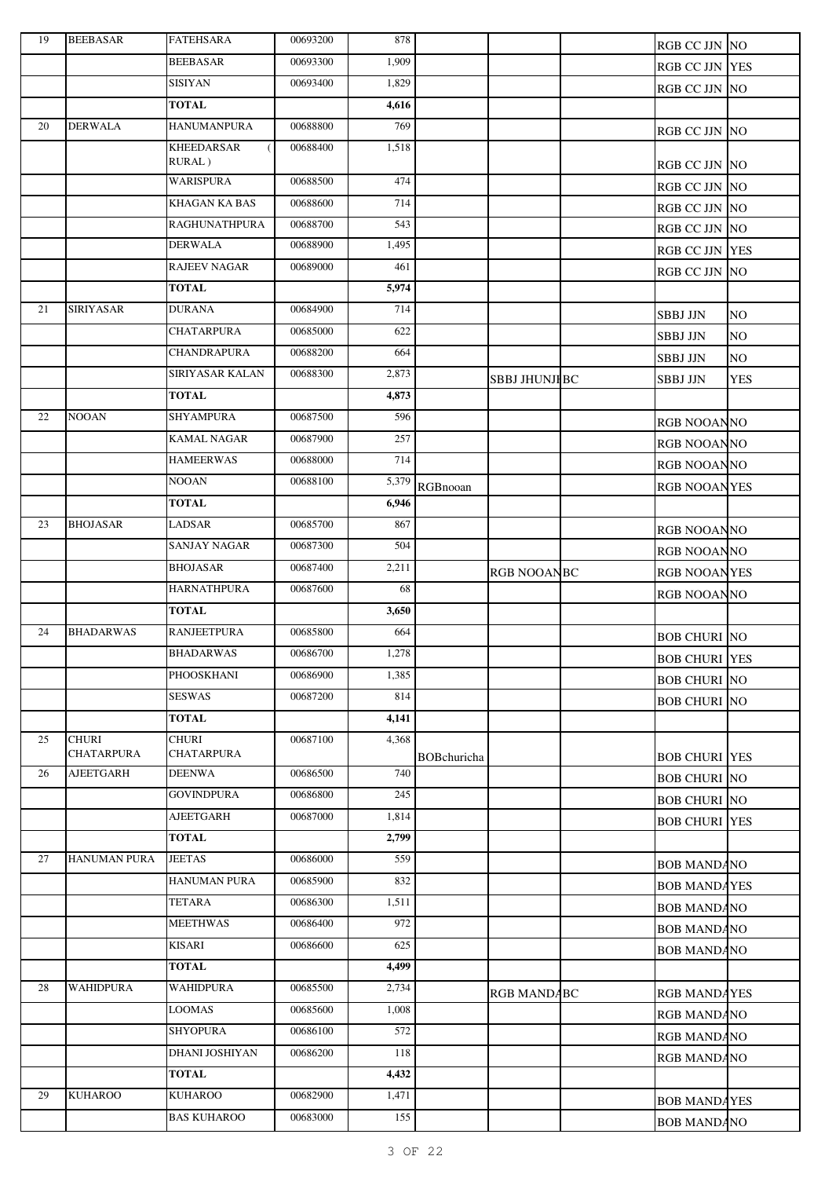| 19 | BEEBASAR | FATEHSARA | 00693200 | 878 | | | | RGB CC JJN | NO |
|---|---|---|---|---|---|---|---|---|---|
| | | BEEBASAR | 00693300 | 1,909 | | | | RGB CC JJN | YES |
| | | SISIYAN | 00693400 | 1,829 | | | | RGB CC JJN | NO |
| | | **TOTAL** | | **4,616** | | | | | |
| 20 | DERWALA | HANUMANPURA | 00688800 | 769 | | | | RGB CC JJN | NO |
| | | KHEEDARSAR ( RURAL ) | 00688400 | 1,518 | | | | RGB CC JJN | NO |
| | | WARISPURA | 00688500 | 474 | | | | RGB CC JJN | NO |
| | | KHAGAN KA BAS | 00688600 | 714 | | | | RGB CC JJN | NO |
| | | RAGHUNATHPURA | 00688700 | 543 | | | | RGB CC JJN | NO |
| | | DERWALA | 00688900 | 1,495 | | | | RGB CC JJN | YES |
| | | RAJEEV NAGAR | 00689000 | 461 | | | | RGB CC JJN | NO |
| | | **TOTAL** | | **5,974** | | | | | |
| 21 | SIRIYASAR | DURANA | 00684900 | 714 | | | | SBBJ JJN | NO |
| | | CHATARPURA | 00685000 | 622 | | | | SBBJ JJN | NO |
| | | CHANDRAPURA | 00688200 | 664 | | | | SBBJ JJN | NO |
| | | SIRIYASAR KALAN | 00688300 | 2,873 | | SBBJ JHUNJH | BC | SBBJ JJN | YES |
| | | **TOTAL** | | **4,873** | | | | | |
| 22 | NOOAN | SHYAMPURA | 00687500 | 596 | | | | RGB NOOAN | NO |
| | | KAMAL NAGAR | 00687900 | 257 | | | | RGB NOOAN | NO |
| | | HAMEERWAS | 00688000 | 714 | | | | RGB NOOAN | NO |
| | | NOOAN | 00688100 | 5,379 | RGBnooan | | | RGB NOOAN | YES |
| | | **TOTAL** | | **6,946** | | | | | |
| 23 | BHOJASAR | LADSAR | 00685700 | 867 | | | | RGB NOOAN | NO |
| | | SANJAY NAGAR | 00687300 | 504 | | | | RGB NOOAN | NO |
| | | BHOJASAR | 00687400 | 2,211 | | RGB NOOAN | BC | RGB NOOAN | YES |
| | | HARNATHPURA | 00687600 | 68 | | | | RGB NOOAN | NO |
| | | **TOTAL** | | **3,650** | | | | | |
| 24 | BHADARWAS | RANJEETPURA | 00685800 | 664 | | | | BOB CHURI | NO |
| | | BHADARWAS | 00686700 | 1,278 | | | | BOB CHURI | YES |
| | | PHOOSKHANI | 00686900 | 1,385 | | | | BOB CHURI | NO |
| | | SESWAS | 00687200 | 814 | | | | BOB CHURI | NO |
| | | **TOTAL** | | **4,141** | | | | | |
| 25 | CHURI CHATARPURA | CHURI CHATARPURA | 00687100 | 4,368 | BOBchuricha | | | BOB CHURI | YES |
| 26 | AJEETGARH | DEENWA | 00686500 | 740 | | | | BOB CHURI | NO |
| | | GOVINDPURA | 00686800 | 245 | | | | BOB CHURI | NO |
| | | AJEETGARH | 00687000 | 1,814 | | | | BOB CHURI | YES |
| | | **TOTAL** | | **2,799** | | | | | |
| 27 | HANUMAN PURA | JEETAS | 00686000 | 559 | | | | BOB MANDA | NO |
| | | HANUMAN PURA | 00685900 | 832 | | | | BOB MANDA | YES |
| | | TETARA | 00686300 | 1,511 | | | | BOB MANDA | NO |
| | | MEETHWAS | 00686400 | 972 | | | | BOB MANDA | NO |
| | | KISARI | 00686600 | 625 | | | | BOB MANDA | NO |
| | | **TOTAL** | | **4,499** | | | | | |
| 28 | WAHIDPURA | WAHIDPURA | 00685500 | 2,734 | | RGB MANDA | BC | RGB MANDA | YES |
| | | LOOMAS | 00685600 | 1,008 | | | | RGB MANDA | NO |
| | | SHYOPURA | 00686100 | 572 | | | | RGB MANDA | NO |
| | | DHANI JOSHIYAN | 00686200 | 118 | | | | RGB MANDA | NO |
| | | **TOTAL** | | **4,432** | | | | | |
| 29 | KUHAROO | KUHAROO | 00682900 | 1,471 | | | | BOB MANDA | YES |
| | | BAS KUHAROO | 00683000 | 155 | | | | BOB MANDA | NO |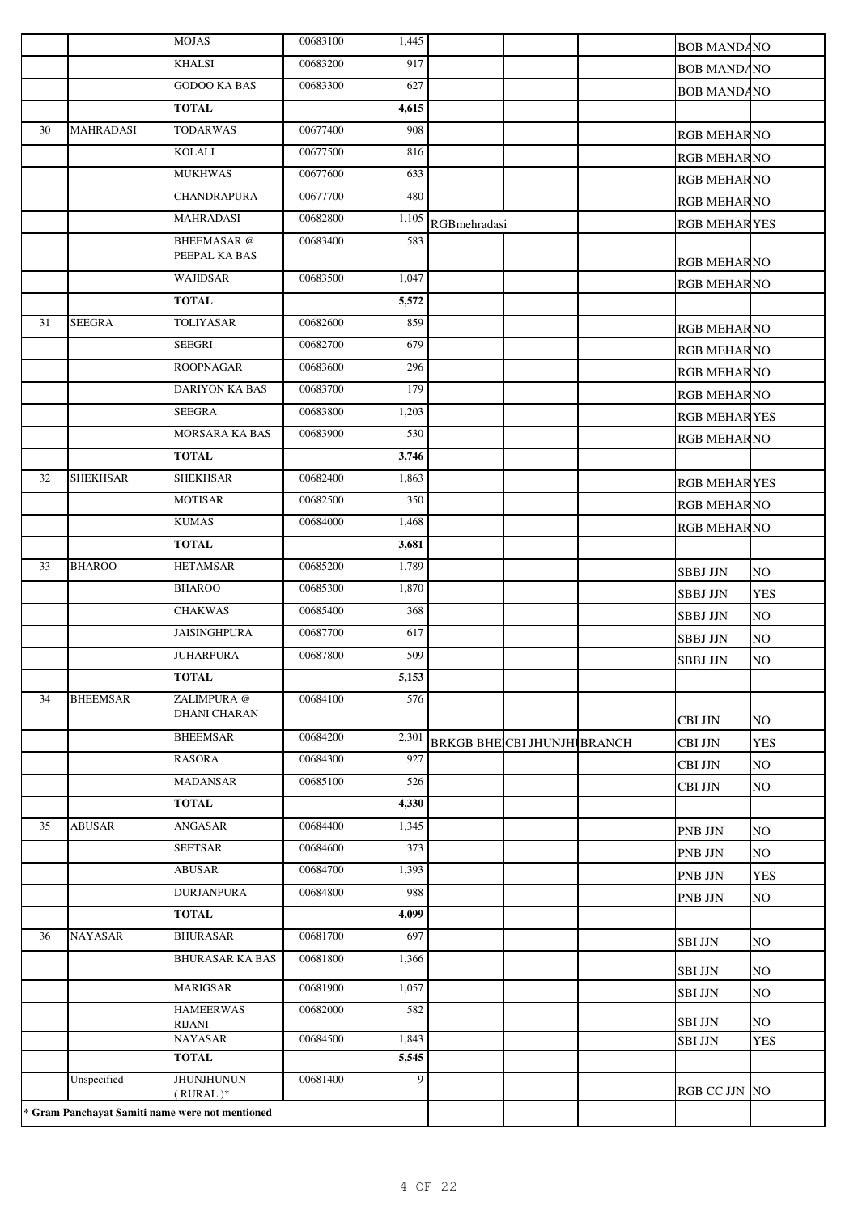|  |  |  |  |  |  |  |  |  |  |
|---|---|---|---|---|---|---|---|---|---|
|  |  | MOJAS | 00683100 | 1,445 |  |  |  | BOB MANDA | NO |
|  |  | KHALSI | 00683200 | 917 |  |  |  | BOB MANDA | NO |
|  |  | GODOO KA BAS | 00683300 | 627 |  |  |  | BOB MANDA | NO |
|  |  | **TOTAL** |  | **4,615** |  |  |  |  |  |
| 30 | MAHRADASI | TODARWAS | 00677400 | 908 |  |  |  | RGB MEHAR | NO |
|  |  | KOLALI | 00677500 | 816 |  |  |  | RGB MEHAR | NO |
|  |  | MUKHWAS | 00677600 | 633 |  |  |  | RGB MEHAR | NO |
|  |  | CHANDRAPURA | 00677700 | 480 |  |  |  | RGB MEHAR | NO |
|  |  | MAHRADASI | 00682800 | 1,105 | RGBmehradasi |  |  | RGB MEHAR | YES |
|  |  | BHEEMASAR @ PEEPAL KA BAS | 00683400 | 583 |  |  |  | RGB MEHAR | NO |
|  |  | WAJIDSAR | 00683500 | 1,047 |  |  |  | RGB MEHAR | NO |
|  |  | **TOTAL** |  | **5,572** |  |  |  |  |  |
| 31 | SEEGRA | TOLIYASAR | 00682600 | 859 |  |  |  | RGB MEHAR | NO |
|  |  | SEEGRI | 00682700 | 679 |  |  |  | RGB MEHAR | NO |
|  |  | ROOPNAGAR | 00683600 | 296 |  |  |  | RGB MEHAR | NO |
|  |  | DARIYON KA BAS | 00683700 | 179 |  |  |  | RGB MEHAR | NO |
|  |  | SEEGRA | 00683800 | 1,203 |  |  |  | RGB MEHAR | YES |
|  |  | MORSARA KA BAS | 00683900 | 530 |  |  |  | RGB MEHAR | NO |
|  |  | **TOTAL** |  | **3,746** |  |  |  |  |  |
| 32 | SHEKHSAR | SHEKHSAR | 00682400 | 1,863 |  |  |  | RGB MEHAR | YES |
|  |  | MOTISAR | 00682500 | 350 |  |  |  | RGB MEHAR | NO |
|  |  | KUMAS | 00684000 | 1,468 |  |  |  | RGB MEHAR | NO |
|  |  | **TOTAL** |  | **3,681** |  |  |  |  |  |
| 33 | BHAROO | HETAMSAR | 00685200 | 1,789 |  |  |  | SBBJ JJN | NO |
|  |  | BHAROO | 00685300 | 1,870 |  |  |  | SBBJ JJN | YES |
|  |  | CHAKWAS | 00685400 | 368 |  |  |  | SBBJ JJN | NO |
|  |  | JAISINGHPURA | 00687700 | 617 |  |  |  | SBBJ JJN | NO |
|  |  | JUHARPURA | 00687800 | 509 |  |  |  | SBBJ JJN | NO |
|  |  | **TOTAL** |  | **5,153** |  |  |  |  |  |
| 34 | BHEEMSAR | ZALIMPURA @ DHANI CHARAN | 00684100 | 576 |  |  |  | CBI JJN | NO |
|  |  | BHEEMSAR | 00684200 | 2,301 | BRKGB BHE | CBI JHUNJHU | BRANCH | CBI JJN | YES |
|  |  | RASORA | 00684300 | 927 |  |  |  | CBI JJN | NO |
|  |  | MADANSAR | 00685100 | 526 |  |  |  | CBI JJN | NO |
|  |  | **TOTAL** |  | **4,330** |  |  |  |  |  |
| 35 | ABUSAR | ANGASAR | 00684400 | 1,345 |  |  |  | PNB JJN | NO |
|  |  | SEETSAR | 00684600 | 373 |  |  |  | PNB JJN | NO |
|  |  | ABUSAR | 00684700 | 1,393 |  |  |  | PNB JJN | YES |
|  |  | DURJANPURA | 00684800 | 988 |  |  |  | PNB JJN | NO |
|  |  | **TOTAL** |  | **4,099** |  |  |  |  |  |
| 36 | NAYASAR | BHURASAR | 00681700 | 697 |  |  |  | SBI JJN | NO |
|  |  | BHURASAR KA BAS | 00681800 | 1,366 |  |  |  | SBI JJN | NO |
|  |  | MARIGSAR | 00681900 | 1,057 |  |  |  | SBI JJN | NO |
|  |  | HAMEERWAS RIJANI | 00682000 | 582 |  |  |  | SBI JJN | NO |
|  |  | NAYASAR | 00684500 | 1,843 |  |  |  | SBI JJN | YES |
|  |  | **TOTAL** |  | **5,545** |  |  |  |  |  |
|  | Unspecified | JHUNJHUNUN ( RURAL )* | 00681400 | 9 |  |  |  | RGB CC JJN | NO |

**\* Gram Panchayat Samiti name were not mentioned**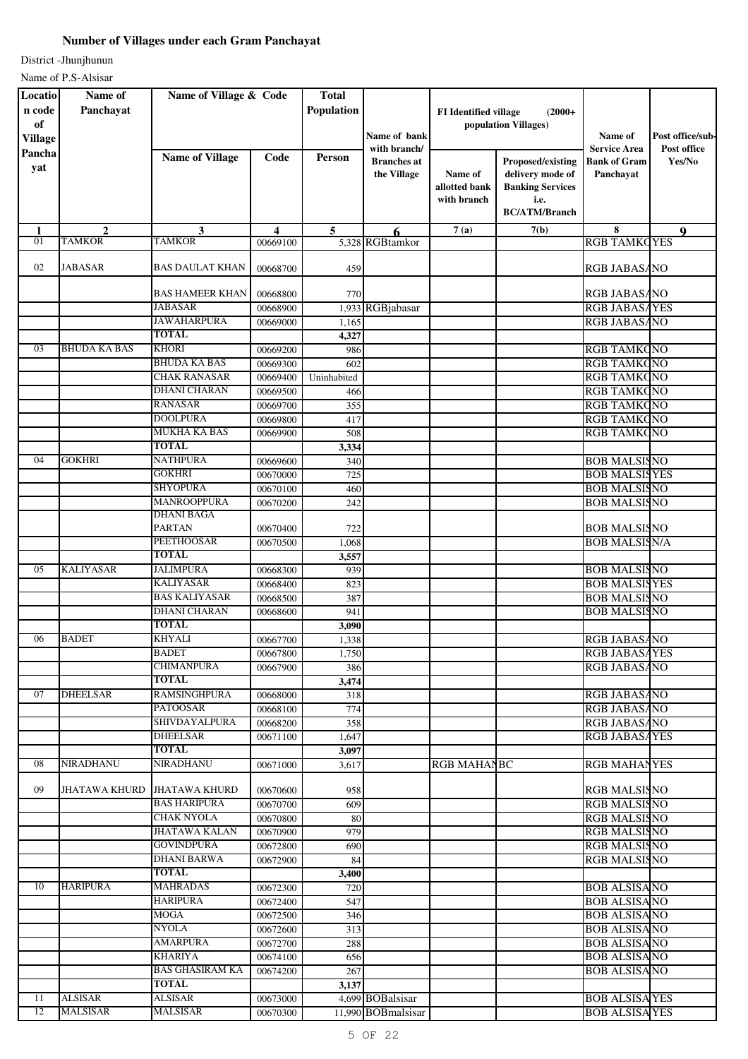**Number of Villages under each Gram Panchayat**

District -Jhunjhunun

Name of P.S-Alsisar

| Location code of Village Panchayat | Name of Panchayat | Name of Village & Code | | Total Population | Name of bank with branch/ Branches at the Village | FI Identified village (2000+ population Villages) | | Name of Service Area Bank of Gram Panchayat | Post office/sub-Post office Yes/No |
|---|---|---|---|---|---|---|---|---|---|
| | | Name of Village | Code | Person | | Name of allotted bank with branch | Proposed/existing delivery mode of Banking Services i.e. BC/ATM/Branch | | |
| 1 | 2 | 3 | 4 | 5 | 6 | 7 (a) | 7(b) | 8 | 9 |
| 01 | TAMKOR | TAMKOR | 00669100 | 5,328 | RGBtamkor | | | RGB TAMKO | YES |
| 02 | JABASAR | BAS DAULAT KHAN | 00668700 | 459 | | | | RGB JABASA | NO |
| | | BAS HAMEER KHAN | 00668800 | 770 | | | | RGB JABASA | NO |
| | | JABASAR | 00668900 | 1,933 | RGBjabasar | | | RGB JABASA | YES |
| | | JAWAHARPURA | 00669000 | 1,165 | | | | RGB JABASA | NO |
| | | TOTAL | | 4,327 | | | | | |
| 03 | BHUDA KA BAS | KHORI | 00669200 | 986 | | | | RGB TAMKO | NO |
| | | BHUDA KA BAS | 00669300 | 602 | | | | RGB TAMKO | NO |
| | | CHAK RANASAR | 00669400 | Uninhabited | | | | RGB TAMKO | NO |
| | | DHANI CHARAN | 00669500 | 466 | | | | RGB TAMKO | NO |
| | | RANASAR | 00669700 | 355 | | | | RGB TAMKO | NO |
| | | DOOLPURA | 00669800 | 417 | | | | RGB TAMKO | NO |
| | | MUKHA KA BAS | 00669900 | 508 | | | | RGB TAMKO | NO |
| | | TOTAL | | 3,334 | | | | | |
| 04 | GOKHRI | NATHPURA | 00669600 | 340 | | | | BOB MALSIS | NO |
| | | GOKHRI | 00670000 | 725 | | | | BOB MALSIS | YES |
| | | SHYOPURA | 00670100 | 460 | | | | BOB MALSIS | NO |
| | | MANROOPPURA | 00670200 | 242 | | | | BOB MALSIS | NO |
| | | DHANI BAGA PARTAN | 00670400 | 722 | | | | BOB MALSIS | NO |
| | | PEETHOOSAR | 00670500 | 1,068 | | | | BOB MALSIS | N/A |
| | | TOTAL | | 3,557 | | | | | |
| 05 | KALIYASAR | JALIMPURA | 00668300 | 939 | | | | BOB MALSIS | NO |
| | | KALIYASAR | 00668400 | 823 | | | | BOB MALSIS | YES |
| | | BAS KALIYASAR | 00668500 | 387 | | | | BOB MALSIS | NO |
| | | DHANI CHARAN | 00668600 | 941 | | | | BOB MALSIS | NO |
| | | TOTAL | | 3,090 | | | | | |
| 06 | BADET | KHYALI | 00667700 | 1,338 | | | | RGB JABASA | NO |
| | | BADET | 00667800 | 1,750 | | | | RGB JABASA | YES |
| | | CHIMANPURA | 00667900 | 386 | | | | RGB JABASA | NO |
| | | TOTAL | | 3,474 | | | | | |
| 07 | DHEELSAR | RAMSINGHPURA | 00668000 | 318 | | | | RGB JABASA | NO |
| | | PATOOSAR | 00668100 | 774 | | | | RGB JABASA | NO |
| | | SHIVDAYALPURA | 00668200 | 358 | | | | RGB JABASA | NO |
| | | DHEELSAR | 00671100 | 1,647 | | | | RGB JABASA | YES |
| | | TOTAL | | 3,097 | | | | | |
| 08 | NIRADHANU | NIRADHANU | 00671000 | 3,617 | | RGB MAHAN | BC | RGB MAHAN | YES |
| 09 | JHATAWA KHURD | JHATAWA KHURD | 00670600 | 958 | | | | RGB MALSIS | NO |
| | | BAS HARIPURA | 00670700 | 609 | | | | RGB MALSIS | NO |
| | | CHAK NYOLA | 00670800 | 80 | | | | RGB MALSIS | NO |
| | | JHATAWA KALAN | 00670900 | 979 | | | | RGB MALSIS | NO |
| | | GOVINDPURA | 00672800 | 690 | | | | RGB MALSIS | NO |
| | | DHANI BARWA | 00672900 | 84 | | | | RGB MALSIS | NO |
| | | TOTAL | | 3,400 | | | | | |
| 10 | HARIPURA | MAHRADAS | 00672300 | 720 | | | | BOB ALSISA | NO |
| | | HARIPURA | 00672400 | 547 | | | | BOB ALSISA | NO |
| | | MOGA | 00672500 | 346 | | | | BOB ALSISA | NO |
| | | NYOLA | 00672600 | 313 | | | | BOB ALSISA | NO |
| | | AMARPURA | 00672700 | 288 | | | | BOB ALSISA | NO |
| | | KHARIYA | 00674100 | 656 | | | | BOB ALSISA | NO |
| | | BAS GHASIRAM KA | 00674200 | 267 | | | | BOB ALSISA | NO |
| | | TOTAL | | 3,137 | | | | | |
| 11 | ALSISAR | ALSISAR | 00673000 | 4,699 | BOBalsisar | | | BOB ALSISA | YES |
| 12 | MALSISAR | MALSISAR | 00670300 | 11,990 | BOBmalsisar | | | BOB ALSISA | YES |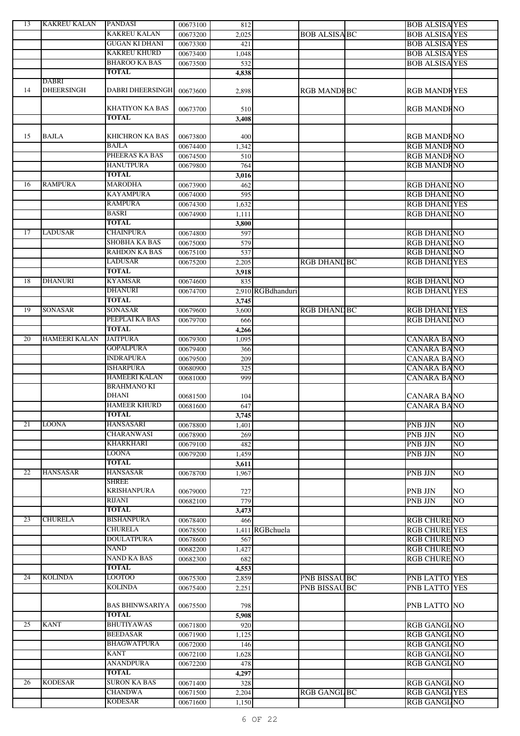| | | | | | | | | | |
|---|---|---|---|---|---|---|---|---|---|
| 13 | KAKREU KALAN | PANDASI | 00673100 | 812 | | | | BOB ALSISA | YES |
| | | KAKREU KALAN | 00673200 | 2,025 | | BOB ALSISA | BC | BOB ALSISA | YES |
| | | GUGAN KI DHANI | 00673300 | 421 | | | | BOB ALSISA | YES |
| | | KAKREU KHURD | 00673400 | 1,048 | | | | BOB ALSISA | YES |
| | | BHAROO KA BAS | 00673500 | 532 | | | | BOB ALSISA | YES |
| | | **TOTAL** | | **4,838** | | | | | |
| 14 | DABRI DHEERSINGH | DABRI DHEERSINGH | 00673600 | 2,898 | | RGB MANDR | BC | RGB MANDR | YES |
| | | KHATIYON KA BAS | 00673700 | 510 | | | | RGB MANDR | NO |
| | | **TOTAL** | | **3,408** | | | | | |
| 15 | BAJLA | KHICHRON KA BAS | 00673800 | 400 | | | | RGB MANDR | NO |
| | | BAJLA | 00674400 | 1,342 | | | | RGB MANDR | NO |
| | | PHEERAS KA BAS | 00674500 | 510 | | | | RGB MANDR | NO |
| | | HANUTPURA | 00679800 | 764 | | | | RGB MANDR | NO |
| | | **TOTAL** | | **3,016** | | | | | |
| 16 | RAMPURA | MARODHA | 00673900 | 462 | | | | RGB DHAND | NO |
| | | KAYAMPURA | 00674000 | 595 | | | | RGB DHAND | NO |
| | | RAMPURA | 00674300 | 1,632 | | | | RGB DHAND | YES |
| | | BASRI | 00674900 | 1,111 | | | | RGB DHAND | NO |
| | | **TOTAL** | | **3,800** | | | | | |
| 17 | LADUSAR | CHAINPURA | 00674800 | 597 | | | | RGB DHAND | NO |
| | | SHOBHA KA BAS | 00675000 | 579 | | | | RGB DHAND | NO |
| | | RAHDON KA BAS | 00675100 | 537 | | | | RGB DHAND | NO |
| | | LADUSAR | 00675200 | 2,205 | | RGB DHAND | BC | RGB DHAND | YES |
| | | **TOTAL** | | **3,918** | | | | | |
| 18 | DHANURI | KYAMSAR | 00674600 | 835 | | | | RGB DHANU | NO |
| | | DHANURI | 00674700 | 2,910 | RGBdhanduri | | | RGB DHANU | YES |
| | | **TOTAL** | | **3,745** | | | | | |
| 19 | SONASAR | SONASAR | 00679600 | 3,600 | | RGB DHAND | BC | RGB DHAND | YES |
| | | PEEPLAI KA BAS | 00679700 | 666 | | | | RGB DHAND | NO |
| | | **TOTAL** | | **4,266** | | | | | |
| 20 | HAMEERI KALAN | JAITPURA | 00679300 | 1,095 | | | | CANARA BA | NO |
| | | GOPALPURA | 00679400 | 366 | | | | CANARA BA | NO |
| | | INDRAPURA | 00679500 | 209 | | | | CANARA BA | NO |
| | | ISHARPURA | 00680900 | 325 | | | | CANARA BA | NO |
| | | HAMEERI KALAN | 00681000 | 999 | | | | CANARA BA | NO |
| | | BRAHMANO KI DHANI | 00681500 | 104 | | | | CANARA BA | NO |
| | | HAMEER KHURD | 00681600 | 647 | | | | CANARA BA | NO |
| | | **TOTAL** | | **3,745** | | | | | |
| 21 | LOONA | HANSASARI | 00678800 | 1,401 | | | | PNB JJN | NO |
| | | CHARANWASI | 00678900 | 269 | | | | PNB JJN | NO |
| | | KHARKHARI | 00679100 | 482 | | | | PNB JJN | NO |
| | | LOONA | 00679200 | 1,459 | | | | PNB JJN | NO |
| | | **TOTAL** | | **3,611** | | | | | |
| 22 | HANSASAR | HANSASAR | 00678700 | 1,967 | | | | PNB JJN | NO |
| | | SHREE KRISHANPURA | 00679000 | 727 | | | | PNB JJN | NO |
| | | RIJANI | 00682100 | 779 | | | | PNB JJN | NO |
| | | **TOTAL** | | **3,473** | | | | | |
| 23 | CHURELA | BISHANPURA | 00678400 | 466 | | | | RGB CHURE | NO |
| | | CHURELA | 00678500 | 1,411 | RGBchuela | | | RGB CHURE | YES |
| | | DOULATPURA | 00678600 | 567 | | | | RGB CHURE | NO |
| | | NAND | 00682200 | 1,427 | | | | RGB CHURE | NO |
| | | NAND KA BAS | 00682300 | 682 | | | | RGB CHURE | NO |
| | | **TOTAL** | | **4,553** | | | | | |
| 24 | KOLINDA | LOOTOO | 00675300 | 2,859 | | PNB BISSAU | BC | PNB LATTO | YES |
| | | KOLINDA | 00675400 | 2,251 | | PNB BISSAU | BC | PNB LATTO | YES |
| | | BAS BHINWSARIYA | 00675500 | 798 | | | | PNB LATTO | NO |
| | | **TOTAL** | | **5,908** | | | | | |
| 25 | KANT | BHUTIYAWAS | 00671800 | 920 | | | | RGB GANGI | NO |
| | | BEEDASAR | 00671900 | 1,125 | | | | RGB GANGI | NO |
| | | BHAGWATPURA | 00672000 | 146 | | | | RGB GANGI | NO |
| | | KANT | 00672100 | 1,628 | | | | RGB GANGI | NO |
| | | ANANDPURA | 00672200 | 478 | | | | RGB GANGI | NO |
| | | **TOTAL** | | **4,297** | | | | | |
| 26 | KODESAR | SURON KA BAS | 00671400 | 328 | | | | RGB GANGI | NO |
| | | CHANDWA | 00671500 | 2,204 | | RGB GANGI | BC | RGB GANGI | YES |
| | | KODESAR | 00671600 | 1,150 | | | | RGB GANGI | NO |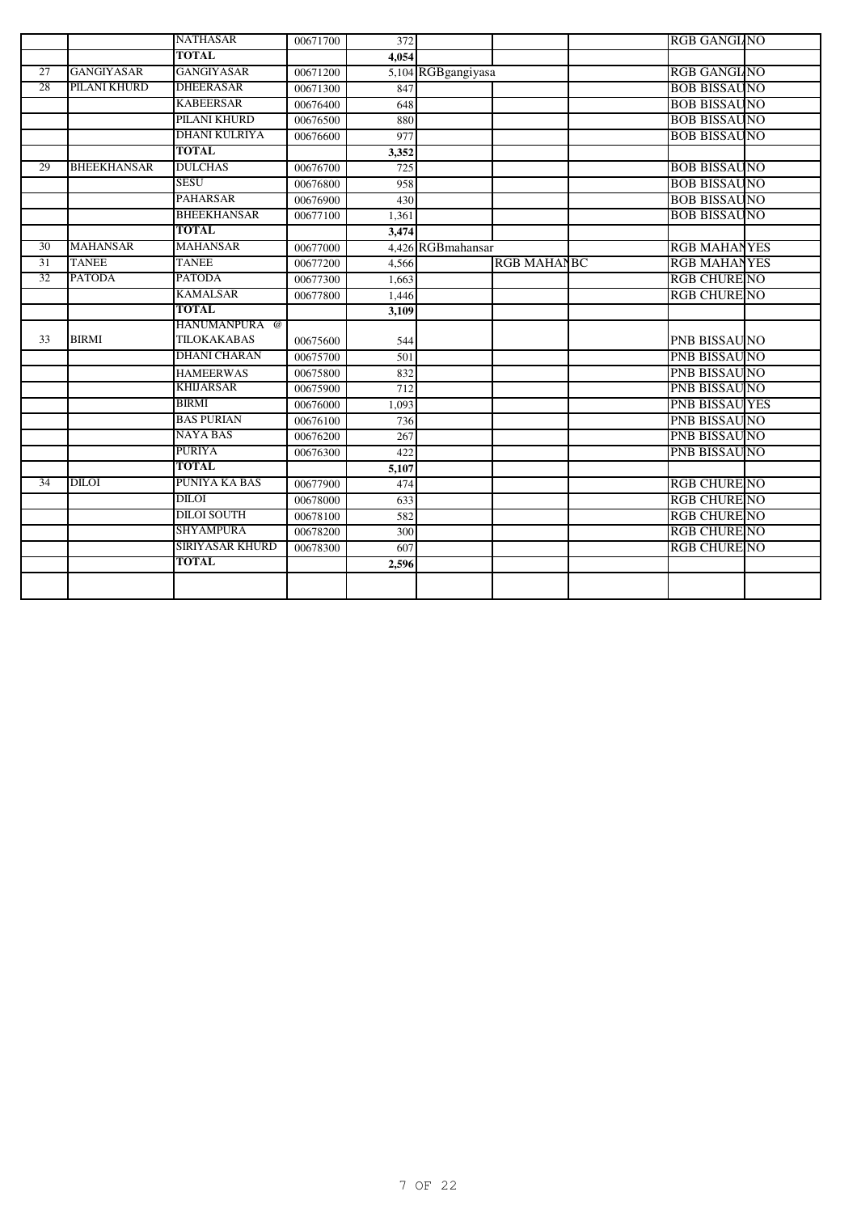|  |  |  |  |  |  |  |  |  |  |
|---|---|---|---|---|---|---|---|---|---|
|  |  | NATHASAR | 00671700 | 372 |  |  |  | RGB GANGI | NO |
|  |  | **TOTAL** |  | **4,054** |  |  |  |  |  |
| 27 | GANGIYASAR | GANGIYASAR | 00671200 | 5,104 | RGBgangiyasa |  |  | RGB GANGI | NO |
| 28 | PILANI KHURD | DHEERASAR | 00671300 | 847 |  |  |  | BOB BISSAU | NO |
|  |  | KABEERSAR | 00676400 | 648 |  |  |  | BOB BISSAU | NO |
|  |  | PILANI KHURD | 00676500 | 880 |  |  |  | BOB BISSAU | NO |
|  |  | DHANI KULRIYA | 00676600 | 977 |  |  |  | BOB BISSAU | NO |
|  |  | **TOTAL** |  | **3,352** |  |  |  |  |  |
| 29 | BHEEKHANSAR | DULCHAS | 00676700 | 725 |  |  |  | BOB BISSAU | NO |
|  |  | SESU | 00676800 | 958 |  |  |  | BOB BISSAU | NO |
|  |  | PAHARSAR | 00676900 | 430 |  |  |  | BOB BISSAU | NO |
|  |  | BHEEKHANSAR | 00677100 | 1,361 |  |  |  | BOB BISSAU | NO |
|  |  | **TOTAL** |  | **3,474** |  |  |  |  |  |
| 30 | MAHANSAR | MAHANSAR | 00677000 | 4,426 | RGBmahansar |  |  | RGB MAHAN | YES |
| 31 | TANEE | TANEE | 00677200 | 4,566 |  | RGB MAHAN | BC | RGB MAHAN | YES |
| 32 | PATODA | PATODA | 00677300 | 1,663 |  |  |  | RGB CHURE | NO |
|  |  | KAMALSAR | 00677800 | 1,446 |  |  |  | RGB CHURE | NO |
|  |  | **TOTAL** |  | **3,109** |  |  |  |  |  |
| 33 | BIRMI | HANUMANPURA @ TILOKAKABAS | 00675600 | 544 |  |  |  | PNB BISSAU | NO |
|  |  | DHANI CHARAN | 00675700 | 501 |  |  |  | PNB BISSAU | NO |
|  |  | HAMEERWAS | 00675800 | 832 |  |  |  | PNB BISSAU | NO |
|  |  | KHIJARSAR | 00675900 | 712 |  |  |  | PNB BISSAU | NO |
|  |  | BIRMI | 00676000 | 1,093 |  |  |  | PNB BISSAU | YES |
|  |  | BAS PURIAN | 00676100 | 736 |  |  |  | PNB BISSAU | NO |
|  |  | NAYA BAS | 00676200 | 267 |  |  |  | PNB BISSAU | NO |
|  |  | PURIYA | 00676300 | 422 |  |  |  | PNB BISSAU | NO |
|  |  | **TOTAL** |  | **5,107** |  |  |  |  |  |
| 34 | DILOI | PUNIYA KA BAS | 00677900 | 474 |  |  |  | RGB CHURE | NO |
|  |  | DILOI | 00678000 | 633 |  |  |  | RGB CHURE | NO |
|  |  | DILOI SOUTH | 00678100 | 582 |  |  |  | RGB CHURE | NO |
|  |  | SHYAMPURA | 00678200 | 300 |  |  |  | RGB CHURE | NO |
|  |  | SIRIYASAR KHURD | 00678300 | 607 |  |  |  | RGB CHURE | NO |
|  |  | **TOTAL** |  | **2,596** |  |  |  |  |  |
|  |  |  |  |  |  |  |  |  |  |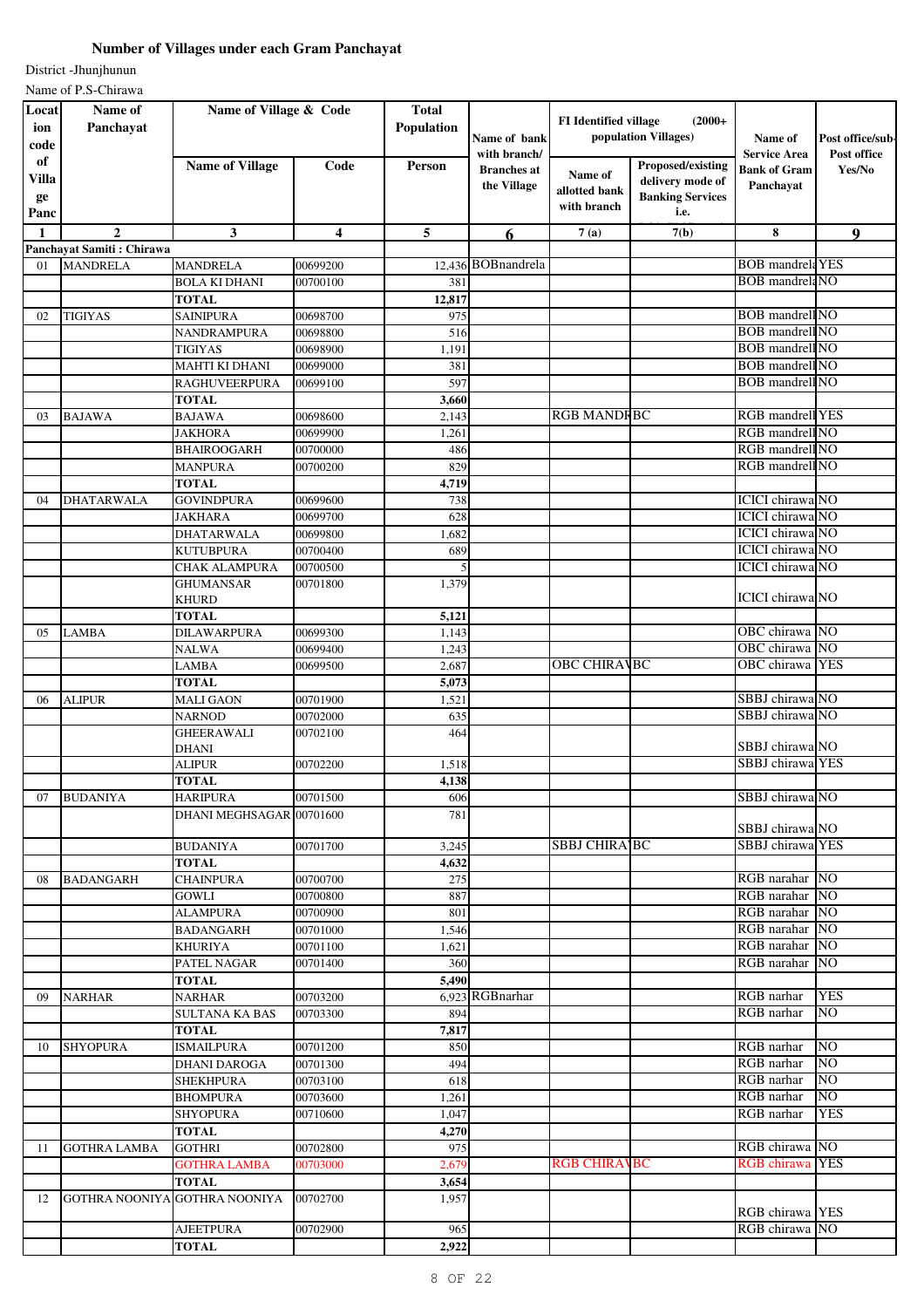# Number of Villages under each Gram Panchayat

District -Jhunjhunun

Name of P.S-Chirawa

| Location code of Village Panc | Name of Panchayat | Name of Village & Code | | Total Population | Name of bank with branch/ Branches at the Village | FI Identified village (2000+ population Villages) | | Name of Service Area Bank of Gram Panchayat | Post office/sub-Post office Yes/No |
|---|---|---|---|---|---|---|---|---|---|
| | | Name of Village | Code | Person | | Name of allotted bank with branch | Proposed/existing delivery mode of Banking Services i.e. | | |
| 1 | 2 | 3 | 4 | 5 | 6 | 7 (a) | 7(b) | 8 | 9 |
| Panchayat Samiti : Chirawa | | | | | | | | | |
| 01 | MANDRELA | MANDRELA | 00699200 | 12,436 | BOBnandrela | | | BOB mandrela | YES |
| | | BOLA KI DHANI | 00700100 | 381 | | | | BOB mandrela | NO |
| | | TOTAL | | 12,817 | | | | | |
| 02 | TIGIYAS | SAINIPURA | 00698700 | 975 | | | | BOB mandrell | NO |
| | | NANDRAMPURA | 00698800 | 516 | | | | BOB mandrell | NO |
| | | TIGIYAS | 00698900 | 1,191 | | | | BOB mandrell | NO |
| | | MAHTI KI DHANI | 00699000 | 381 | | | | BOB mandrell | NO |
| | | RAGHUVEERPURA | 00699100 | 597 | | | | BOB mandrell | NO |
| | | TOTAL | | 3,660 | | | | | |
| 03 | BAJAWA | BAJAWA | 00698600 | 2,143 | | RGB MANDR | BC | RGB mandrell | YES |
| | | JAKHORA | 00699900 | 1,261 | | | | RGB mandrell | NO |
| | | BHAIROOGARH | 00700000 | 486 | | | | RGB mandrell | NO |
| | | MANPURA | 00700200 | 829 | | | | RGB mandrell | NO |
| | | TOTAL | | 4,719 | | | | | |
| 04 | DHATARWALA | GOVINDPURA | 00699600 | 738 | | | | ICICI chirawa | NO |
| | | JAKHARA | 00699700 | 628 | | | | ICICI chirawa | NO |
| | | DHATARWALA | 00699800 | 1,682 | | | | ICICI chirawa | NO |
| | | KUTUBPURA | 00700400 | 689 | | | | ICICI chirawa | NO |
| | | CHAK ALAMPURA | 00700500 | 5 | | | | ICICI chirawa | NO |
| | | GHUMANSAR KHURD | 00701800 | 1,379 | | | | ICICI chirawa | NO |
| | | TOTAL | | 5,121 | | | | | |
| 05 | LAMBA | DILAWARPURA | 00699300 | 1,143 | | | | OBC chirawa | NO |
| | | NALWA | 00699400 | 1,243 | | | | OBC chirawa | NO |
| | | LAMBA | 00699500 | 2,687 | | OBC CHIRAV | BC | OBC chirawa | YES |
| | | TOTAL | | 5,073 | | | | | |
| 06 | ALIPUR | MALI GAON | 00701900 | 1,521 | | | | SBBJ chirawa | NO |
| | | NARNOD | 00702000 | 635 | | | | SBBJ chirawa | NO |
| | | GHEERAWALI DHANI | 00702100 | 464 | | | | SBBJ chirawa | NO |
| | | ALIPUR | 00702200 | 1,518 | | | | SBBJ chirawa | YES |
| | | TOTAL | | 4,138 | | | | | |
| 07 | BUDANIYA | HARIPURA | 00701500 | 606 | | | | SBBJ chirawa | NO |
| | | DHANI MEGHSAGAR | 00701600 | 781 | | | | SBBJ chirawa | NO |
| | | BUDANIYA | 00701700 | 3,245 | | SBBJ CHIRA | BC | SBBJ chirawa | YES |
| | | TOTAL | | 4,632 | | | | | |
| 08 | BADANGARH | CHAINPURA | 00700700 | 275 | | | | RGB narahar | NO |
| | | GOWLI | 00700800 | 887 | | | | RGB narahar | NO |
| | | ALAMPURA | 00700900 | 801 | | | | RGB narahar | NO |
| | | BADANGARH | 00701000 | 1,546 | | | | RGB narahar | NO |
| | | KHURIYA | 00701100 | 1,621 | | | | RGB narahar | NO |
| | | PATEL NAGAR | 00701400 | 360 | | | | RGB narahar | NO |
| | | TOTAL | | 5,490 | | | | | |
| 09 | NARHAR | NARHAR | 00703200 | 6,923 | RGBnarhar | | | RGB narhar | YES |
| | | SULTANA KA BAS | 00703300 | 894 | | | | RGB narhar | NO |
| | | TOTAL | | 7,817 | | | | | |
| 10 | SHYOPURA | ISMAILPURA | 00701200 | 850 | | | | RGB narhar | NO |
| | | DHANI DAROGA | 00701300 | 494 | | | | RGB narhar | NO |
| | | SHEKHPURA | 00703100 | 618 | | | | RGB narhar | NO |
| | | BHOMPURA | 00703600 | 1,261 | | | | RGB narhar | NO |
| | | SHYOPURA | 00710600 | 1,047 | | | | RGB narhar | YES |
| | | TOTAL | | 4,270 | | | | | |
| 11 | GOTHRA LAMBA | GOTHRI | 00702800 | 975 | | | | RGB chirawa | NO |
| | | GOTHRA LAMBA | 00703000 | 2,679 | | RGB CHIRAV | BC | RGB chirawa | YES |
| | | TOTAL | | 3,654 | | | | | |
| 12 | GOTHRA NOONIYA | GOTHRA NOONIYA | 00702700 | 1,957 | | | | RGB chirawa | YES |
| | | AJEETPURA | 00702900 | 965 | | | | RGB chirawa | NO |
| | | TOTAL | | 2,922 | | | | | |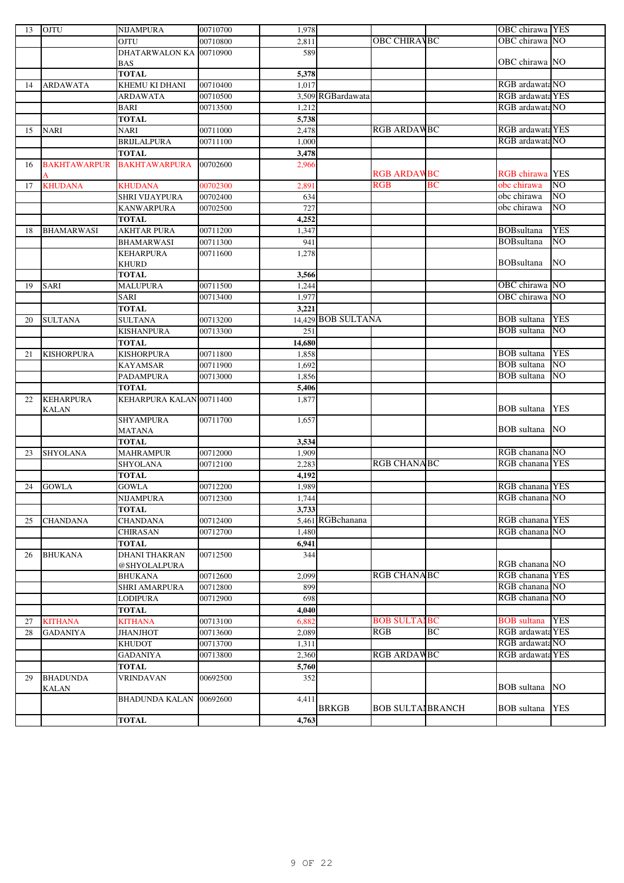| 13 | OJTU | NIJAMPURA | 00710700 | 1,978 | | | | OBC chirawa | YES |
|---|---|---|---|---|---|---|---|---|---|
| | | OJTU | 00710800 | 2,811 | | OBC CHIRAV | BC | OBC chirawa | NO |
| | | DHATARWALON KA BAS | 00710900 | 589 | | | | OBC chirawa | NO |
| | | TOTAL | | 5,378 | | | | | |
| 14 | ARDAWATA | KHEMU KI DHANI | 00710400 | 1,017 | | | | RGB ardawata | NO |
| | | ARDAWATA | 00710500 | 3,509 | RGBardawata | | | RGB ardawata | YES |
| | | BARI | 00713500 | 1,212 | | | | RGB ardawata | NO |
| | | TOTAL | | 5,738 | | | | | |
| 15 | NARI | NARI | 00711000 | 2,478 | | RGB ARDAW | BC | RGB ardawata | YES |
| | | BRIJLALPURA | 00711100 | 1,000 | | | | RGB ardawata | NO |
| | | TOTAL | | 3,478 | | | | | |
| 16 | BAKHTAWARPURA | BAKHTAWARPURA | 00702600 | 2,966 | | RGB ARDAW | BC | RGB chirawa | YES |
| 17 | KHUDANA | KHUDANA | 00702300 | 2,891 | | RGB | BC | obc chirawa | NO |
| | | SHRI VIJAYPURA | 00702400 | 634 | | | | obc chirawa | NO |
| | | KANWARPURA | 00702500 | 727 | | | | obc chirawa | NO |
| | | TOTAL | | 4,252 | | | | | |
| 18 | BHAMARWASI | AKHTAR PURA | 00711200 | 1,347 | | | | BOBsultana | YES |
| | | BHAMARWASI | 00711300 | 941 | | | | BOBsultana | NO |
| | | KEHARPURA KHURD | 00711600 | 1,278 | | | | BOBsultana | NO |
| | | TOTAL | | 3,566 | | | | | |
| 19 | SARI | MALUPURA | 00711500 | 1,244 | | | | OBC chirawa | NO |
| | | SARI | 00713400 | 1,977 | | | | OBC chirawa | NO |
| | | TOTAL | | 3,221 | | | | | |
| 20 | SULTANA | SULTANA | 00713200 | 14,429 | BOB SULTANA | | | BOB sultana | YES |
| | | KISHANPURA | 00713300 | 251 | | | | BOB sultana | NO |
| | | TOTAL | | 14,680 | | | | | |
| 21 | KISHORPURA | KISHORPURA | 00711800 | 1,858 | | | | BOB sultana | YES |
| | | KAYAMSAR | 00711900 | 1,692 | | | | BOB sultana | NO |
| | | PADAMPURA | 00713000 | 1,856 | | | | BOB sultana | NO |
| | | TOTAL | | 5,406 | | | | | |
| 22 | KEHARPURA KALAN | KEHARPURA KALAN | 00711400 | 1,877 | | | | BOB sultana | YES |
| | | SHYAMPURA MATANA | 00711700 | 1,657 | | | | BOB sultana | NO |
| | | TOTAL | | 3,534 | | | | | |
| 23 | SHYOLANA | MAHRAMPUR | 00712000 | 1,909 | | | | RGB chanana | NO |
| | | SHYOLANA | 00712100 | 2,283 | | RGB CHANA | BC | RGB chanana | YES |
| | | TOTAL | | 4,192 | | | | | |
| 24 | GOWLA | GOWLA | 00712200 | 1,989 | | | | RGB chanana | YES |
| | | NIJAMPURA | 00712300 | 1,744 | | | | RGB chanana | NO |
| | | TOTAL | | 3,733 | | | | | |
| 25 | CHANDANA | CHANDANA | 00712400 | 5,461 | RGBchanana | | | RGB chanana | YES |
| | | CHIRASAN | 00712700 | 1,480 | | | | RGB chanana | NO |
| | | TOTAL | | 6,941 | | | | | |
| 26 | BHUKANA | DHANI THAKRAN @SHYOLAPURA | 00712500 | 344 | | | | RGB chanana | NO |
| | | BHUKANA | 00712600 | 2,099 | | RGB CHANA | BC | RGB chanana | YES |
| | | SHRI AMARPURA | 00712800 | 899 | | | | RGB chanana | NO |
| | | LODIPURA | 00712900 | 698 | | | | RGB chanana | NO |
| | | TOTAL | | 4,040 | | | | | |
| 27 | KITHANA | KITHANA | 00713100 | 6,882 | | BOB SULTA | BC | BOB sultana | YES |
| 28 | GADANIYA | JHANJHOT | 00713600 | 2,089 | | RGB | BC | RGB ardawata | YES |
| | | KHUDOT | 00713700 | 1,311 | | | | RGB ardawata | NO |
| | | GADANIYA | 00713800 | 2,360 | | RGB ARDAW | BC | RGB ardawata | YES |
| | | TOTAL | | 5,760 | | | | | |
| 29 | BHADUNDA KALAN | VRINDAVAN | 00692500 | 352 | | | | BOB sultana | NO |
| | | BHADUNDA KALAN | 00692600 | 4,411 | BRKGB | BOB SULTA | BRANCH | BOB sultana | YES |
| | | TOTAL | | 4,763 | | | | | |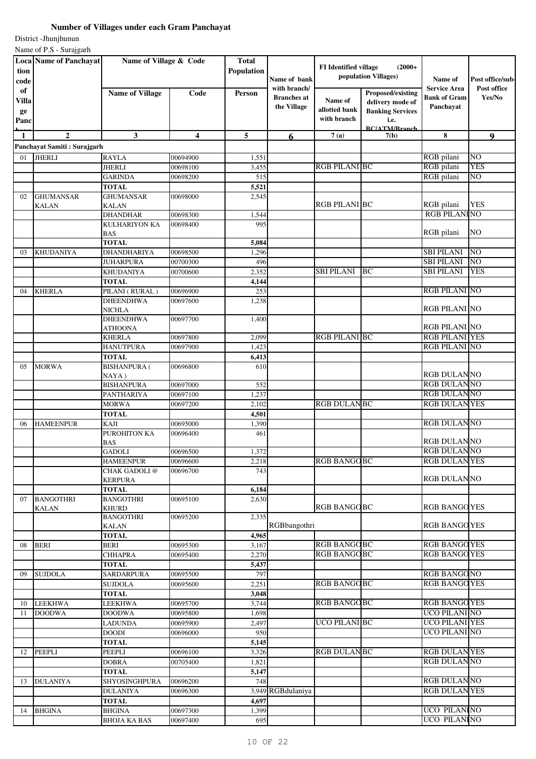**Number of Villages under each Gram Panchayat**

District -Jhunjhunun

Name of P.S - Surajgarh

| Location code of Village Panchayat | Name of Panchayat | Name of Village & Code | | Total Population | Name of bank with branch/ Branches at the Village | FI Identified village (2000+ population Villages) | | Name of Service Area Bank of Gram Panchayat | Post office/sub-Post office Yes/No |
|---|---|---|---|---|---|---|---|---|---|
| | | Name of Village | Code | Person | | Name of allotted bank with branch | Proposed/existing delivery mode of Banking Services i.e. BC/ATM/Branch | | |
| 1 | 2 | 3 | 4 | 5 | 6 | 7 (a) | 7(b) | 8 | 9 |
| Panchayat Samiti : Surajgarh | | | | | | | | | |
| 01 | JHERLI | RAYLA | 00694900 | 1,551 | | | | RGB pilani | NO |
| | | JHERLI | 00698100 | 3,455 | | RGB PILANI | BC | RGB pilani | YES |
| | | GARINDA | 00698200 | 515 | | | | RGB pilani | NO |
| | | TOTAL | | 5,521 | | | | | |
| 02 | GHUMANSAR KALAN | GHUMANSAR KALAN | 00698000 | 2,545 | | RGB PILANI | BC | RGB pilani | YES |
| | | DHANDHAR | 00698300 | 1,544 | | | | RGB PILANI | NO |
| | | KULHARIYON KA BAS | 00698400 | 995 | | | | RGB pilani | NO |
| | | TOTAL | | 5,084 | | | | | |
| 03 | KHUDANIYA | DHANDHARIYA | 00698500 | 1,296 | | | | SBI PILANI | NO |
| | | JUHARPURA | 00700300 | 496 | | | | SBI PILANI | NO |
| | | KHUDANIYA | 00700600 | 2,352 | | SBI PILANI | BC | SBI PILANI | YES |
| | | TOTAL | | 4,144 | | | | | |
| 04 | KHERLA | PILANI ( RURAL ) | 00696900 | 253 | | | | RGB PILANI | NO |
| | | DHEENDHWA NICHLA | 00697600 | 1,238 | | | | RGB PILANI | NO |
| | | DHEENDHWA ATHOONA | 00697700 | 1,400 | | | | RGB PILANI | NO |
| | | KHERLA | 00697800 | 2,099 | | RGB PILANI | BC | RGB PILANI | YES |
| | | HANUTPURA | 00697900 | 1,423 | | | | RGB PILANI | NO |
| | | TOTAL | | 6,413 | | | | | |
| 05 | MORWA | BISHANPURA ( NAYA ) | 00696800 | 610 | | | | RGB DULAN | NO |
| | | BISHANPURA | 00697000 | 552 | | | | RGB DULAN | NO |
| | | PANTHARIYA | 00697100 | 1,237 | | | | RGB DULAN | NO |
| | | MORWA | 00697200 | 2,102 | | RGB DULAN | BC | RGB DULAN | YES |
| | | TOTAL | | 4,501 | | | | | |
| 06 | HAMEENPUR | KAJI | 00695000 | 1,390 | | | | RGB DULAN | NO |
| | | PUROHITON KA BAS | 00696400 | 461 | | | | RGB DULAN | NO |
| | | GADOLI | 00696500 | 1,372 | | | | RGB DULAN | NO |
| | | HAMEENPUR | 00696600 | 2,218 | | RGB BANGO | BC | RGB DULAN | YES |
| | | CHAK GADOLI @ KERPURA | 00696700 | 743 | | | | RGB DULAN | NO |
| | | TOTAL | | 6,184 | | | | | |
| 07 | BANGOTHRI KALAN | BANGOTHRI KHURD | 00695100 | 2,630 | | RGB BANGO | BC | RGB BANGO | YES |
| | | BANGOTHRI KALAN | 00695200 | 2,335 | RGBbangothri | | | RGB BANGO | YES |
| | | TOTAL | | 4,965 | | | | | |
| 08 | BERI | BERI | 00695300 | 3,167 | | RGB BANGO | BC | RGB BANGO | YES |
| | | CHHAPRA | 00695400 | 2,270 | | RGB BANGO | BC | RGB BANGO | YES |
| | | TOTAL | | 5,437 | | | | | |
| 09 | SUJDOLA | SARDARPURA | 00695500 | 797 | | | | RGB BANGO | NO |
| | | SUJDOLA | 00695600 | 2,251 | | RGB BANGO | BC | RGB BANGO | YES |
| | | TOTAL | | 3,048 | | | | | |
| 10 | LEEKHWA | LEEKHWA | 00695700 | 3,744 | | RGB BANGO | BC | RGB BANGO | YES |
| 11 | DOODWA | DOODWA | 00695800 | 1,698 | | | | UCO PILANI | NO |
| | | LADUNDA | 00695900 | 2,497 | | UCO PILANI | BC | UCO PILANI | YES |
| | | DOODI | 00696000 | 950 | | | | UCO PILANI | NO |
| | | TOTAL | | 5,145 | | | | | |
| 12 | PEEPLI | PEEPLI | 00696100 | 3,326 | | RGB DULAN | BC | RGB DULAN | YES |
| | | DOBRA | 00705400 | 1,821 | | | | RGB DULAN | NO |
| | | TOTAL | | 5,147 | | | | | |
| 13 | DULANIYA | SHYOSINGHPURA | 00696200 | 748 | | | | RGB DULAN | NO |
| | | DULANIYA | 00696300 | 3,949 | RGBdulaniya | | | RGB DULAN | YES |
| | | TOTAL | | 4,697 | | | | | |
| 14 | BHGINA | BHGINA | 00697300 | 1,399 | | | | UCO PILANI | NO |
| | | BHOJA KA BAS | 00697400 | 695 | | | | UCO PILANI | NO |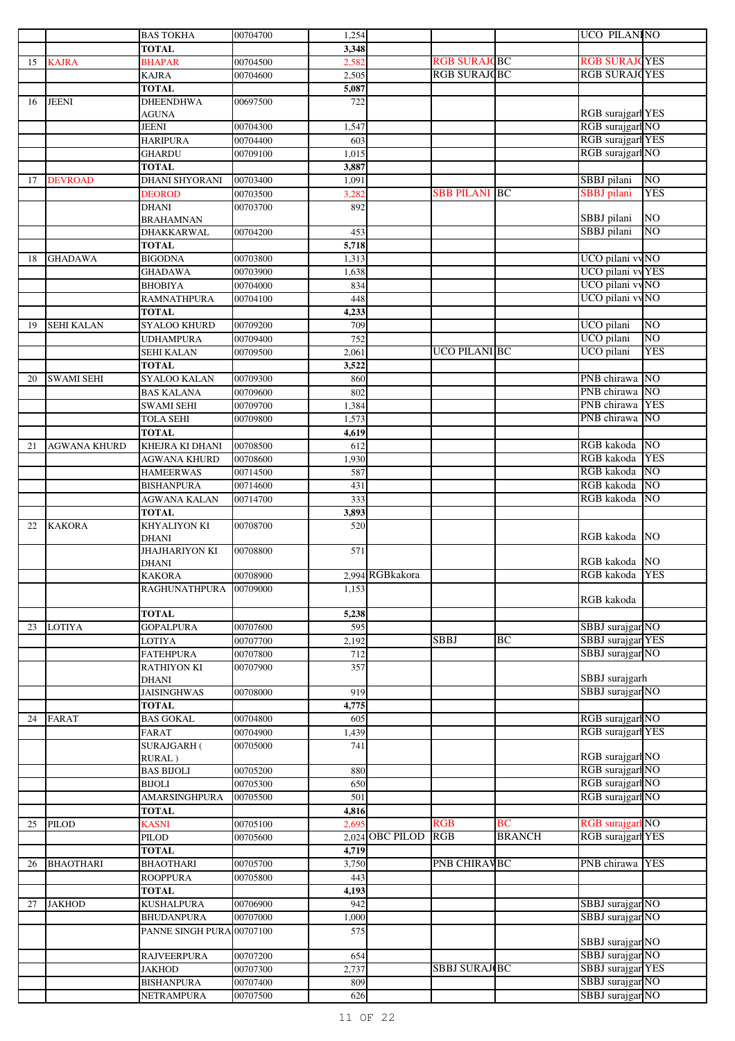| | | | | | | | | | |
|---|---|---|---|---|---|---|---|---|---|
| | | BAS TOKHA | 00704700 | 1,254 | | | | UCO PILANI | NO |
| | | TOTAL | | 3,348 | | | | | |
| 15 | KAJRA | BHAPAR | 00704500 | 2,582 | | RGB SURAJG | BC | RGB SURAJG | YES |
| | | KAJRA | 00704600 | 2,505 | | RGB SURAJG | BC | RGB SURAJG | YES |
| | | TOTAL | | 5,087 | | | | | |
| 16 | JEENI | DHEENDHWA AGUNA | 00697500 | 722 | | | | RGB surajgarh | YES |
| | | JEENI | 00704300 | 1,547 | | | | RGB surajgarh | NO |
| | | HARIPURA | 00704400 | 603 | | | | RGB surajgarh | YES |
| | | GHARDU | 00709100 | 1,015 | | | | RGB surajgarh | NO |
| | | TOTAL | | 3,887 | | | | | |
| 17 | DEVROAD | DHANI SHYORANI | 00703400 | 1,091 | | | | SBBJ pilani | NO |
| | | DEOROD | 00703500 | 3,282 | | SBB PILANI | BC | SBBJ pilani | YES |
| | | DHANI BRAHAMNAN | 00703700 | 892 | | | | SBBJ pilani | NO |
| | | DHAKKARWAL | 00704200 | 453 | | | | SBBJ pilani | NO |
| | | TOTAL | | 5,718 | | | | | |
| 18 | GHADAWA | BIGODNA | 00703800 | 1,313 | | | | UCO pilani vv | NO |
| | | GHADAWA | 00703900 | 1,638 | | | | UCO pilani vv | YES |
| | | BHOBIYA | 00704000 | 834 | | | | UCO pilani vv | NO |
| | | RAMNATHPURA | 00704100 | 448 | | | | UCO pilani vv | NO |
| | | TOTAL | | 4,233 | | | | | |
| 19 | SEHI KALAN | SYALOO KHURD | 00709200 | 709 | | | | UCO pilani | NO |
| | | UDHAMPURA | 00709400 | 752 | | | | UCO pilani | NO |
| | | SEHI KALAN | 00709500 | 2,061 | | UCO PILANI | BC | UCO pilani | YES |
| | | TOTAL | | 3,522 | | | | | |
| 20 | SWAMI SEHI | SYALOO KALAN | 00709300 | 860 | | | | PNB chirawa | NO |
| | | BAS KALANA | 00709600 | 802 | | | | PNB chirawa | NO |
| | | SWAMI SEHI | 00709700 | 1,384 | | | | PNB chirawa | YES |
| | | TOLA SEHI | 00709800 | 1,573 | | | | PNB chirawa | NO |
| | | TOTAL | | 4,619 | | | | | |
| 21 | AGWANA KHURD | KHEJRA KI DHANI | 00708500 | 612 | | | | RGB kakoda | NO |
| | | AGWANA KHURD | 00708600 | 1,930 | | | | RGB kakoda | YES |
| | | HAMEERWAS | 00714500 | 587 | | | | RGB kakoda | NO |
| | | BISHANPURA | 00714600 | 431 | | | | RGB kakoda | NO |
| | | AGWANA KALAN | 00714700 | 333 | | | | RGB kakoda | NO |
| | | TOTAL | | 3,893 | | | | | |
| 22 | KAKORA | KHYALIYON KI DHANI | 00708700 | 520 | | | | RGB kakoda | NO |
| | | JHAJHARIYON KI DHANI | 00708800 | 571 | | | | RGB kakoda | NO |
| | | KAKORA | 00708900 | 2,994 | RGBkakora | | | RGB kakoda | YES |
| | | RAGHUNATHPURA | 00709000 | 1,153 | | | | RGB kakoda | |
| | | TOTAL | | 5,238 | | | | | |
| 23 | LOTIYA | GOPALPURA | 00707600 | 595 | | | | SBBJ surajgar | NO |
| | | LOTIYA | 00707700 | 2,192 | | SBBJ | BC | SBBJ surajgar | YES |
| | | FATEHPURA | 00707800 | 712 | | | | SBBJ surajgar | NO |
| | | RATHIYON KI DHANI | 00707900 | 357 | | | | SBBJ surajgarh | |
| | | JAISINGHWAS | 00708000 | 919 | | | | SBBJ surajgar | NO |
| | | TOTAL | | 4,775 | | | | | |
| 24 | FARAT | BAS GOKAL | 00704800 | 605 | | | | RGB surajgarh | NO |
| | | FARAT | 00704900 | 1,439 | | | | RGB surajgarh | YES |
| | | SURAJGARH ( RURAL ) | 00705000 | 741 | | | | RGB surajgarh | NO |
| | | BAS BIJOLI | 00705200 | 880 | | | | RGB surajgarh | NO |
| | | BIJOLI | 00705300 | 650 | | | | RGB surajgarh | NO |
| | | AMARSINGHPURA | 00705500 | 501 | | | | RGB surajgarh | NO |
| | | TOTAL | | 4,816 | | | | | |
| 25 | PILOD | KASNI | 00705100 | 2,695 | | RGB | BC | RGB surajgarh | NO |
| | | PILOD | 00705600 | 2,024 | OBC PILOD | RGB | BRANCH | RGB surajgarh | YES |
| | | TOTAL | | 4,719 | | | | | |
| 26 | BHAOTHARI | BHAOTHARI | 00705700 | 3,750 | | PNB CHIRAW | BC | PNB chirawa | YES |
| | | ROOPPURA | 00705800 | 443 | | | | | |
| | | TOTAL | | 4,193 | | | | | |
| 27 | JAKHOD | KUSHALPURA | 00706900 | 942 | | | | SBBJ surajgar | NO |
| | | BHUDANPURA | 00707000 | 1,000 | | | | SBBJ surajgar | NO |
| | | PANNE SINGH PURA | 00707100 | 575 | | | | SBBJ surajgar | NO |
| | | RAJVEERPURA | 00707200 | 654 | | | | SBBJ surajgar | NO |
| | | JAKHOD | 00707300 | 2,737 | | SBBJ SURAJG | BC | SBBJ surajgar | YES |
| | | BISHANPURA | 00707400 | 809 | | | | SBBJ surajgar | NO |
| | | NETRAMPURA | 00707500 | 626 | | | | SBBJ surajgar | NO |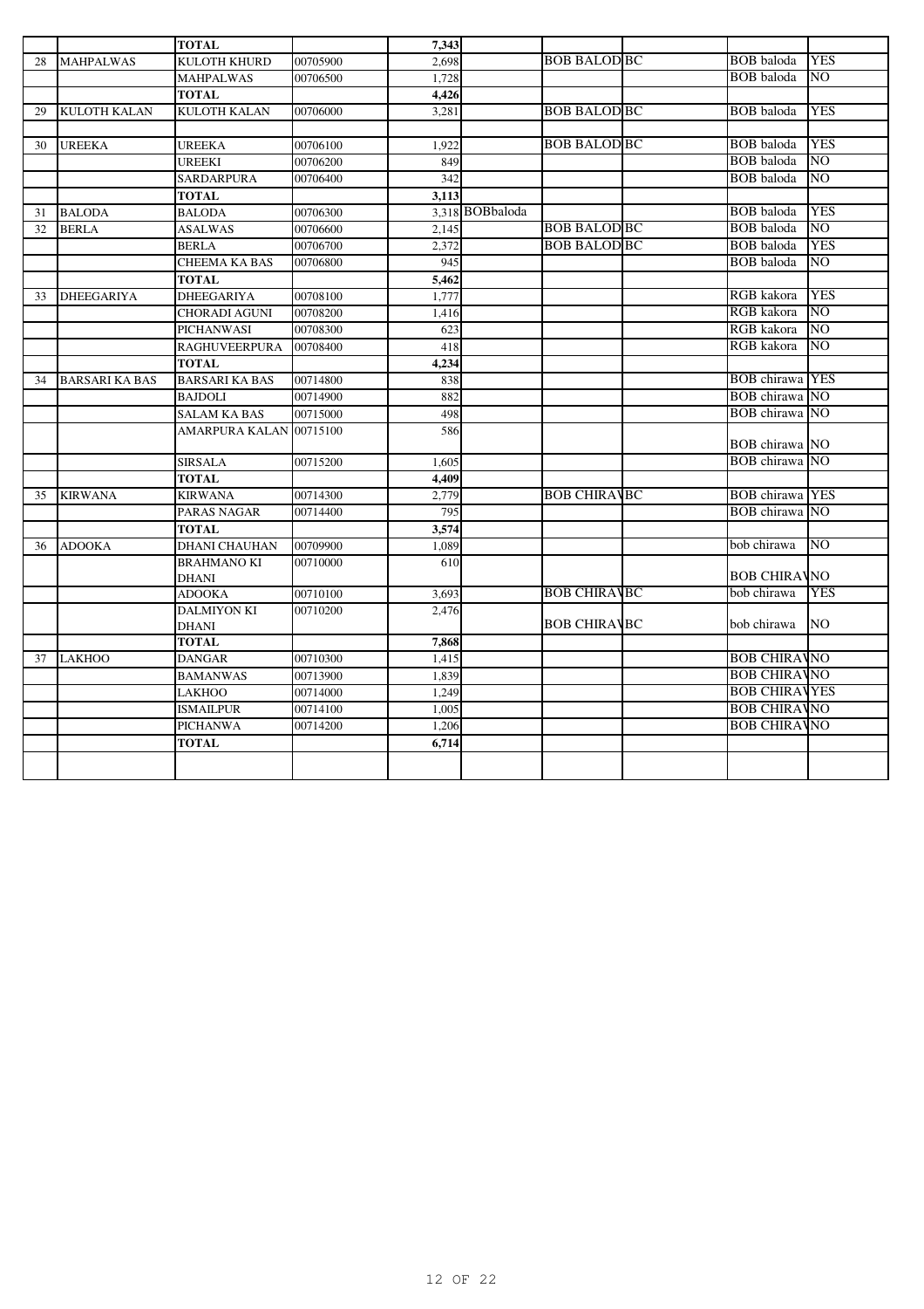| | | | | | | | | | |
|---|---|---|---|---|---|---|---|---|---|
| | | **TOTAL** | | **7,343** | | | | | |
| 28 | MAHPALWAS | KULOTH KHURD | 00705900 | 2,698 | | BOB BALOD BC | | BOB baloda | YES |
| | | MAHPALWAS | 00706500 | 1,728 | | | | BOB baloda | NO |
| | | **TOTAL** | | **4,426** | | | | | |
| 29 | KULOTH KALAN | KULOTH KALAN | 00706000 | 3,281 | | BOB BALOD BC | | BOB baloda | YES |
| | | | | | | | | | |
| 30 | UREEKA | UREEKA | 00706100 | 1,922 | | BOB BALOD BC | | BOB baloda | YES |
| | | UREEKI | 00706200 | 849 | | | | BOB baloda | NO |
| | | SARDARPURA | 00706400 | 342 | | | | BOB baloda | NO |
| | | **TOTAL** | | **3,113** | | | | | |
| 31 | BALODA | BALODA | 00706300 | 3,318 | BOBbaloda | | | BOB baloda | YES |
| 32 | BERLA | ASALWAS | 00706600 | 2,145 | | BOB BALOD BC | | BOB baloda | NO |
| | | BERLA | 00706700 | 2,372 | | BOB BALOD BC | | BOB baloda | YES |
| | | CHEEMA KA BAS | 00706800 | 945 | | | | BOB baloda | NO |
| | | **TOTAL** | | **5,462** | | | | | |
| 33 | DHEEGARIYA | DHEEGARIYA | 00708100 | 1,777 | | | | RGB kakora | YES |
| | | CHORADI AGUNI | 00708200 | 1,416 | | | | RGB kakora | NO |
| | | PICHANWASI | 00708300 | 623 | | | | RGB kakora | NO |
| | | RAGHUVEERPURA | 00708400 | 418 | | | | RGB kakora | NO |
| | | **TOTAL** | | **4,234** | | | | | |
| 34 | BARSARI KA BAS | BARSARI KA BAS | 00714800 | 838 | | | | BOB chirawa | YES |
| | | BAJDOLI | 00714900 | 882 | | | | BOB chirawa | NO |
| | | SALAM KA BAS | 00715000 | 498 | | | | BOB chirawa | NO |
| | | AMARPURA KALAN | 00715100 | 586 | | | | BOB chirawa | NO |
| | | SIRSALA | 00715200 | 1,605 | | | | BOB chirawa | NO |
| | | **TOTAL** | | **4,409** | | | | | |
| 35 | KIRWANA | KIRWANA | 00714300 | 2,779 | | BOB CHIRAV BC | | BOB chirawa | YES |
| | | PARAS NAGAR | 00714400 | 795 | | | | BOB chirawa | NO |
| | | **TOTAL** | | **3,574** | | | | | |
| 36 | ADOOKA | DHANI CHAUHAN | 00709900 | 1,089 | | | | bob chirawa | NO |
| | | BRAHMANO KI DHANI | 00710000 | 610 | | | | BOB CHIRAV | NO |
| | | ADOOKA | 00710100 | 3,693 | | BOB CHIRAV BC | | bob chirawa | YES |
| | | DALMIYON KI DHANI | 00710200 | 2,476 | | BOB CHIRAV BC | | bob chirawa | NO |
| | | **TOTAL** | | **7,868** | | | | | |
| 37 | LAKHOO | DANGAR | 00710300 | 1,415 | | | | BOB CHIRAV | NO |
| | | BAMANWAS | 00713900 | 1,839 | | | | BOB CHIRAV | NO |
| | | LAKHOO | 00714000 | 1,249 | | | | BOB CHIRAV | YES |
| | | ISMAILPUR | 00714100 | 1,005 | | | | BOB CHIRAV | NO |
| | | PICHANWA | 00714200 | 1,206 | | | | BOB CHIRAV | NO |
| | | **TOTAL** | | **6,714** | | | | | |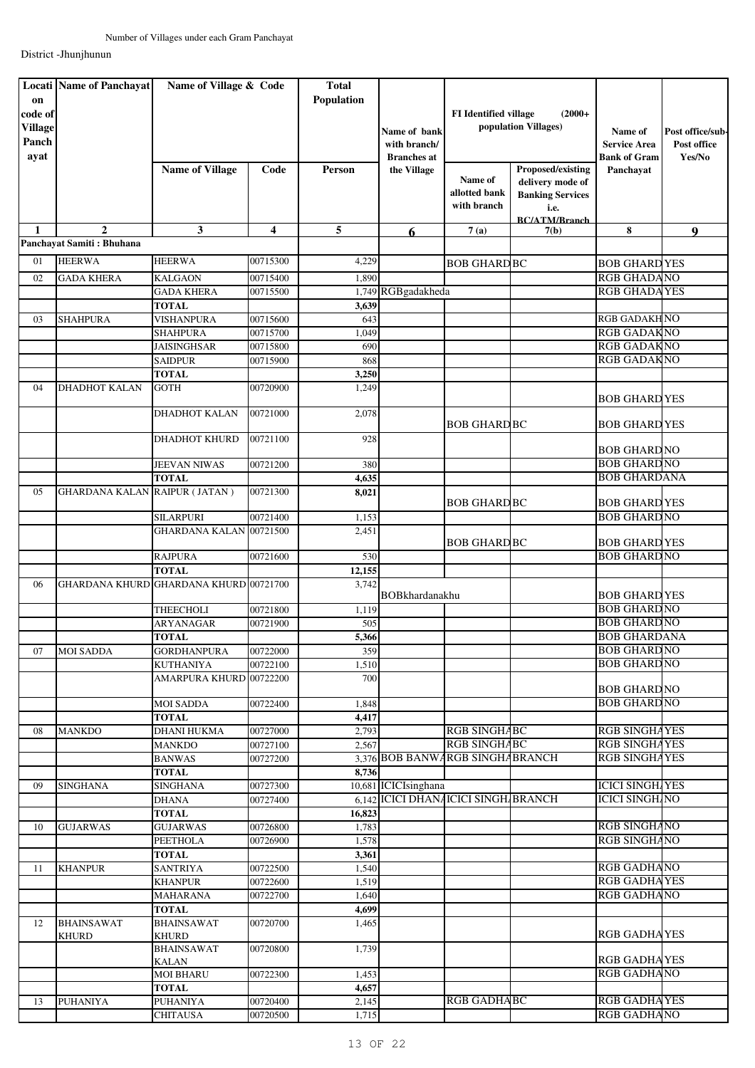Number of Villages under each Gram Panchayat

District -Jhunjhunun

| Location code of Village Panchayat | Name of Panchayat | Name of Village & Code | | Total Population | Name of bank with branch/ Branches at the Village | FI Identified village (2000+ population Villages) | | Name of Service Area Bank of Gram Panchayat | Post office/sub-Post office Yes/No |
|---|---|---|---|---|---|---|---|---|---|
| | | Name of Village | Code | Person | | Name of allotted bank with branch | Proposed/existing delivery mode of Banking Services i.e. BC/ATM/Branch | | |
| 1 | 2 | 3 | 4 | 5 | 6 | 7 (a) | 7(b) | 8 | 9 |
| Panchayat Samiti : Bhuhana | | | | | | | | | |
| 01 | HEERWA | HEERWA | 00715300 | 4,229 | | BOB GHARD | BC | BOB GHARD | YES |
| 02 | GADA KHERA | KALGAON | 00715400 | 1,890 | | | | RGB GHADA | NO |
| | | GADA KHERA | 00715500 | 1,749 | RGBgadakheda | | | RGB GHADA | YES |
| | | TOTAL | | 3,639 | | | | | |
| 03 | SHAHPURA | VISHANPURA | 00715600 | 643 | | | | RGB GADAKH | NO |
| | | SHAHPURA | 00715700 | 1,049 | | | | RGB GADAK | NO |
| | | JAISINGHSAR | 00715800 | 690 | | | | RGB GADAK | NO |
| | | SAIDPUR | 00715900 | 868 | | | | RGB GADAK | NO |
| | | TOTAL | | 3,250 | | | | | |
| 04 | DHADHOT KALAN | GOTH | 00720900 | 1,249 | | | | BOB GHARD | YES |
| | | DHADHOT KALAN | 00721000 | 2,078 | | BOB GHARD | BC | BOB GHARD | YES |
| | | DHADHOT KHURD | 00721100 | 928 | | | | BOB GHARD | NO |
| | | JEEVAN NIWAS | 00721200 | 380 | | | | BOB GHARD | NO |
| | | TOTAL | | 4,635 | | | | BOB GHARDANA | |
| 05 | GHARDANA KALAN | RAIPUR ( JATAN ) | 00721300 | 8,021 | | BOB GHARD | BC | BOB GHARD | YES |
| | | SILARPURI | 00721400 | 1,153 | | | | BOB GHARD | NO |
| | | GHARDANA KALAN | 00721500 | 2,451 | | BOB GHARD | BC | BOB GHARD | YES |
| | | RAJPURA | 00721600 | 530 | | | | BOB GHARD | NO |
| | | TOTAL | | 12,155 | | | | | |
| 06 | GHARDANA KHURD | GHARDANA KHURD | 00721700 | 3,742 | BOBkhardanakhu | | | BOB GHARD | YES |
| | | THEECHOLI | 00721800 | 1,119 | | | | BOB GHARD | NO |
| | | ARYANAGAR | 00721900 | 505 | | | | BOB GHARD | NO |
| | | TOTAL | | 5,366 | | | | BOB GHARDANA | |
| 07 | MOI SADDA | GORDHANPURA | 00722000 | 359 | | | | BOB GHARD | NO |
| | | KUTHANIYA | 00722100 | 1,510 | | | | BOB GHARD | NO |
| | | AMARPURA KHURD | 00722200 | 700 | | | | BOB GHARD | NO |
| | | MOI SADDA | 00722400 | 1,848 | | | | BOB GHARD | NO |
| | | TOTAL | | 4,417 | | | | | |
| 08 | MANKDO | DHANI HUKMA | 00727000 | 2,793 | | RGB SINGHA | BC | RGB SINGHA | YES |
| | | MANKDO | 00727100 | 2,567 | | RGB SINGHA | BC | RGB SINGHA | YES |
| | | BANWAS | 00727200 | 3,376 | BOB BANWA | RGB SINGHA | BRANCH | RGB SINGHA | YES |
| | | TOTAL | | 8,736 | | | | | |
| 09 | SINGHANA | SINGHANA | 00727300 | 10,681 | ICICIsinghana | | | ICICI SINGH | YES |
| | | DHANA | 00727400 | 6,142 | ICICI DHANA | ICICI SINGH | BRANCH | ICICI SINGH | NO |
| | | TOTAL | | 16,823 | | | | | |
| 10 | GUJARWAS | GUJARWAS | 00726800 | 1,783 | | | | RGB SINGHA | NO |
| | | PEETHOLA | 00726900 | 1,578 | | | | RGB SINGHA | NO |
| | | TOTAL | | 3,361 | | | | | |
| 11 | KHANPUR | SANTRIYA | 00722500 | 1,540 | | | | RGB GADHA | NO |
| | | KHANPUR | 00722600 | 1,519 | | | | RGB GADHA | YES |
| | | MAHARANA | 00722700 | 1,640 | | | | RGB GADHA | NO |
| | | TOTAL | | 4,699 | | | | | |
| 12 | BHAINSAWAT KHURD | BHAINSAWAT KHURD | 00720700 | 1,465 | | | | RGB GADHA | YES |
| | | BHAINSAWAT KALAN | 00720800 | 1,739 | | | | RGB GADHA | YES |
| | | MOI BHARU | 00722300 | 1,453 | | | | RGB GADHA | NO |
| | | TOTAL | | 4,657 | | | | | |
| 13 | PUHANIYA | PUHANIYA | 00720400 | 2,145 | | RGB GADHA | BC | RGB GADHA | YES |
| | | CHITAUSA | 00720500 | 1,715 | | | | RGB GADHA | NO |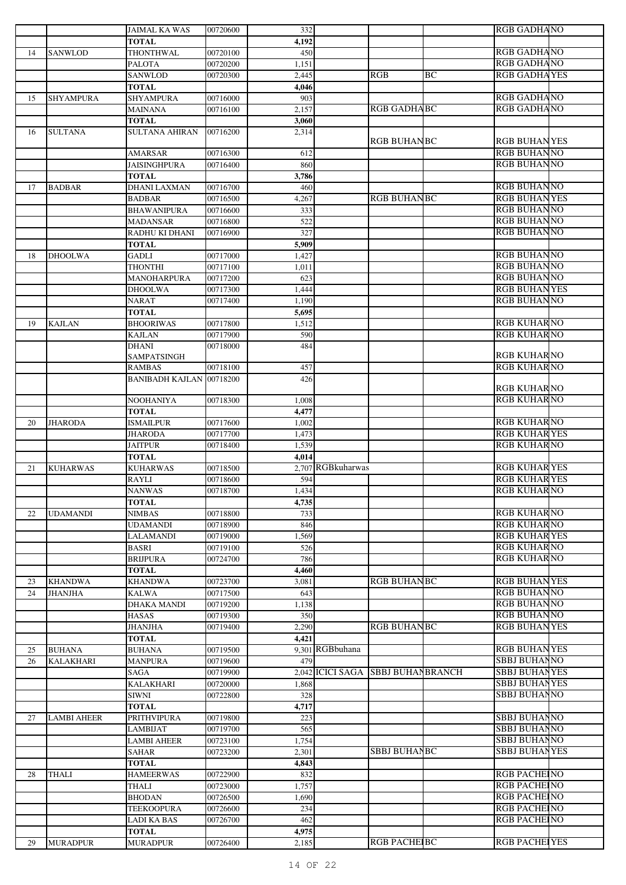| | | JAIMAL KA WAS | 00720600 | 332 | | | | RGB GADHA | NO |
|---|---|---|---|---|---|---|---|---|---|
| | | **TOTAL** | | **4,192** | | | | | |
| 14 | SANWLOD | THONTHWAL | 00720100 | 450 | | | | RGB GADHA | NO |
| | | PALOTA | 00720200 | 1,151 | | | | RGB GADHA | NO |
| | | SANWLOD | 00720300 | 2,445 | | RGB | BC | RGB GADHA | YES |
| | | **TOTAL** | | **4,046** | | | | | |
| 15 | SHYAMPURA | SHYAMPURA | 00716000 | 903 | | | | RGB GADHA | NO |
| | | MAINANA | 00716100 | 2,157 | | RGB GADHA | BC | RGB GADHA | NO |
| | | **TOTAL** | | **3,060** | | | | | |
| 16 | SULTANA | SULTANA AHIRAN | 00716200 | 2,314 | | RGB BUHAN | BC | RGB BUHAN | YES |
| | | AMARSAR | 00716300 | 612 | | | | RGB BUHAN | NO |
| | | JAISINGHPURA | 00716400 | 860 | | | | RGB BUHAN | NO |
| | | **TOTAL** | | **3,786** | | | | | |
| 17 | BADBAR | DHANI LAXMAN | 00716700 | 460 | | | | RGB BUHAN | NO |
| | | BADBAR | 00716500 | 4,267 | | RGB BUHAN | BC | RGB BUHAN | YES |
| | | BHAWANIPURA | 00716600 | 333 | | | | RGB BUHAN | NO |
| | | MADANSAR | 00716800 | 522 | | | | RGB BUHAN | NO |
| | | RADHU KI DHANI | 00716900 | 327 | | | | RGB BUHAN | NO |
| | | **TOTAL** | | **5,909** | | | | | |
| 18 | DHOOLWA | GADLI | 00717000 | 1,427 | | | | RGB BUHAN | NO |
| | | THONTHI | 00717100 | 1,011 | | | | RGB BUHAN | NO |
| | | MANOHARPURA | 00717200 | 623 | | | | RGB BUHAN | NO |
| | | DHOOLWA | 00717300 | 1,444 | | | | RGB BUHAN | YES |
| | | NARAT | 00717400 | 1,190 | | | | RGB BUHAN | NO |
| | | **TOTAL** | | **5,695** | | | | | |
| 19 | KAJLAN | BHOORIWAS | 00717800 | 1,512 | | | | RGB KUHAR | NO |
| | | KAJLAN | 00717900 | 590 | | | | RGB KUHAR | NO |
| | | DHANI SAMPATSINGH | 00718000 | 484 | | | | RGB KUHAR | NO |
| | | RAMBAS | 00718100 | 457 | | | | RGB KUHAR | NO |
| | | BANIBADH KAJLAN | 00718200 | 426 | | | | RGB KUHAR | NO |
| | | NOOHANIYA | 00718300 | 1,008 | | | | RGB KUHAR | NO |
| | | **TOTAL** | | **4,477** | | | | | |
| 20 | JHARODA | ISMAILPUR | 00717600 | 1,002 | | | | RGB KUHAR | NO |
| | | JHARODA | 00717700 | 1,473 | | | | RGB KUHAR | YES |
| | | JAITPUR | 00718400 | 1,539 | | | | RGB KUHAR | NO |
| | | **TOTAL** | | **4,014** | | | | | |
| 21 | KUHARWAS | KUHARWAS | 00718500 | 2,707 | RGBkuharwas | | | RGB KUHAR | YES |
| | | RAYLI | 00718600 | 594 | | | | RGB KUHAR | YES |
| | | NANWAS | 00718700 | 1,434 | | | | RGB KUHAR | NO |
| | | **TOTAL** | | **4,735** | | | | | |
| 22 | UDAMANDI | NIMBAS | 00718800 | 733 | | | | RGB KUHAR | NO |
| | | UDAMANDI | 00718900 | 846 | | | | RGB KUHAR | NO |
| | | LALAMANDI | 00719000 | 1,569 | | | | RGB KUHAR | YES |
| | | BASRI | 00719100 | 526 | | | | RGB KUHAR | NO |
| | | BRIJPURA | 00724700 | 786 | | | | RGB KUHAR | NO |
| | | **TOTAL** | | **4,460** | | | | | |
| 23 | KHANDWA | KHANDWA | 00723700 | 3,081 | | RGB BUHAN | BC | RGB BUHAN | YES |
| 24 | JHANJHA | KALWA | 00717500 | 643 | | | | RGB BUHAN | NO |
| | | DHAKA MANDI | 00719200 | 1,138 | | | | RGB BUHAN | NO |
| | | HASAS | 00719300 | 350 | | | | RGB BUHAN | NO |
| | | JHANJHA | 00719400 | 2,290 | | RGB BUHAN | BC | RGB BUHAN | YES |
| | | **TOTAL** | | **4,421** | | | | | |
| 25 | BUHANA | BUHANA | 00719500 | 9,301 | RGBbuhana | | | RGB BUHAN | YES |
| 26 | KALAKHARI | MANPURA | 00719600 | 479 | | | | SBBJ BUHAN | NO |
| | | SAGA | 00719900 | 2,042 | ICICI SAGA | SBBJ BUHAN | BRANCH | SBBJ BUHAN | YES |
| | | KALAKHARI | 00720000 | 1,868 | | | | SBBJ BUHAN | YES |
| | | SIWNI | 00722800 | 328 | | | | SBBJ BUHAN | NO |
| | | **TOTAL** | | **4,717** | | | | | |
| 27 | LAMBI AHEER | PRITHVIPURA | 00719800 | 223 | | | | SBBJ BUHAN | NO |
| | | LAMBIJAT | 00719700 | 565 | | | | SBBJ BUHAN | NO |
| | | LAMBI AHEER | 00723100 | 1,754 | | | | SBBJ BUHAN | NO |
| | | SAHAR | 00723200 | 2,301 | | SBBJ BUHAN | BC | SBBJ BUHAN | YES |
| | | **TOTAL** | | **4,843** | | | | | |
| 28 | THALI | HAMEERWAS | 00722900 | 832 | | | | RGB PACHEI | NO |
| | | THALI | 00723000 | 1,757 | | | | RGB PACHEI | NO |
| | | BHODAN | 00726500 | 1,690 | | | | RGB PACHEI | NO |
| | | TEEKOOPURA | 00726600 | 234 | | | | RGB PACHEI | NO |
| | | LADI KA BAS | 00726700 | 462 | | | | RGB PACHEI | NO |
| | | **TOTAL** | | **4,975** | | | | | |
| 29 | MURADPUR | MURADPUR | 00726400 | 2,185 | | RGB PACHEI | BC | RGB PACHEI | YES |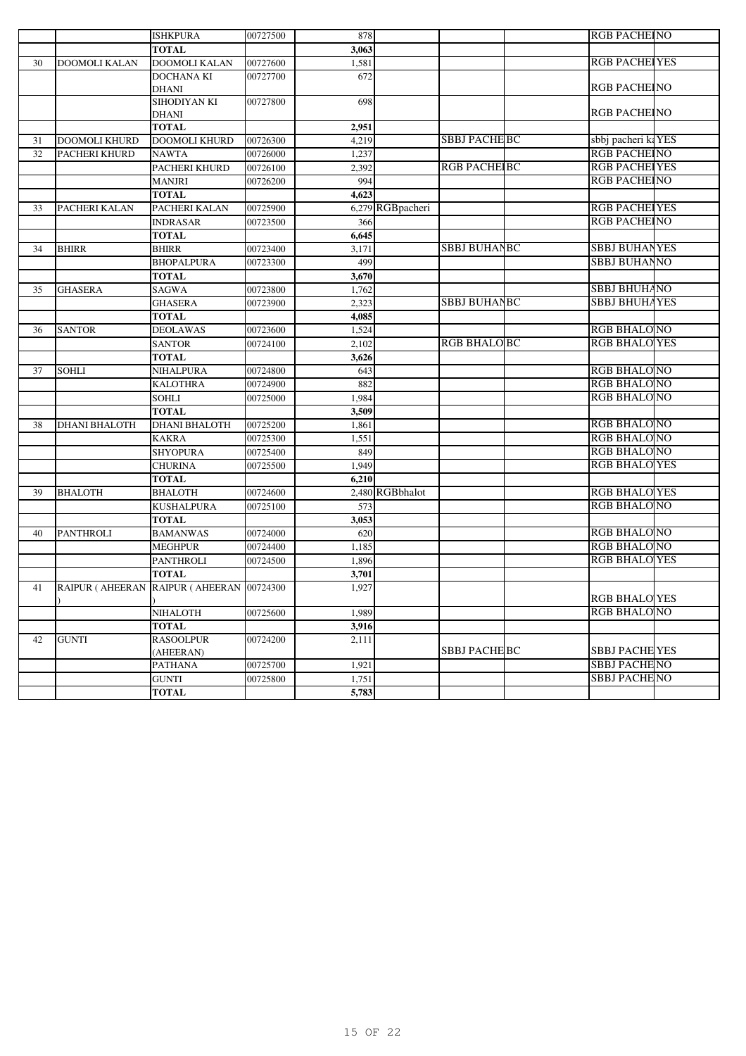|  |  |  |  |  |  |  |  |  |  |
|---|---|---|---|---|---|---|---|---|---|
|  |  | ISHKPURA | 00727500 | 878 |  |  |  | RGB PACHEI | NO |
|  |  | **TOTAL** |  | **3,063** |  |  |  |  |  |
| 30 | DOOMOLI KALAN | DOOMOLI KALAN | 00727600 | 1,581 |  |  |  | RGB PACHEI | YES |
|  |  | DOCHANA KI DHANI | 00727700 | 672 |  |  |  | RGB PACHEI | NO |
|  |  | SIHODIYAN KI DHANI | 00727800 | 698 |  |  |  | RGB PACHEI | NO |
|  |  | **TOTAL** |  | **2,951** |  |  |  |  |  |
| 31 | DOOMOLI KHURD | DOOMOLI KHURD | 00726300 | 4,219 |  | SBBJ PACHE | BC | sbbj pacheri ka | YES |
| 32 | PACHERI KHURD | NAWTA | 00726000 | 1,237 |  |  |  | RGB PACHEI | NO |
|  |  | PACHERI KHURD | 00726100 | 2,392 |  | RGB PACHEI | BC | RGB PACHEI | YES |
|  |  | MANJRI | 00726200 | 994 |  |  |  | RGB PACHEI | NO |
|  |  | **TOTAL** |  | **4,623** |  |  |  |  |  |
| 33 | PACHERI KALAN | PACHERI KALAN | 00725900 | 6,279 | RGBpacheri |  |  | RGB PACHEI | YES |
|  |  | INDRASAR | 00723500 | 366 |  |  |  | RGB PACHEI | NO |
|  |  | **TOTAL** |  | **6,645** |  |  |  |  |  |
| 34 | BHIRR | BHIRR | 00723400 | 3,171 |  | SBBJ BUHAN | BC | SBBJ BUHAN | YES |
|  |  | BHOPALPURA | 00723300 | 499 |  |  |  | SBBJ BUHAN | NO |
|  |  | **TOTAL** |  | **3,670** |  |  |  |  |  |
| 35 | GHASERA | SAGWA | 00723800 | 1,762 |  |  |  | SBBJ BHUHA | NO |
|  |  | GHASERA | 00723900 | 2,323 |  | SBBJ BUHAN | BC | SBBJ BHUHA | YES |
|  |  | **TOTAL** |  | **4,085** |  |  |  |  |  |
| 36 | SANTOR | DEOLAWAS | 00723600 | 1,524 |  |  |  | RGB BHALO | NO |
|  |  | SANTOR | 00724100 | 2,102 |  | RGB BHALO | BC | RGB BHALO | YES |
|  |  | **TOTAL** |  | **3,626** |  |  |  |  |  |
| 37 | SOHLI | NIHALPURA | 00724800 | 643 |  |  |  | RGB BHALO | NO |
|  |  | KALOTHRA | 00724900 | 882 |  |  |  | RGB BHALO | NO |
|  |  | SOHLI | 00725000 | 1,984 |  |  |  | RGB BHALO | NO |
|  |  | **TOTAL** |  | **3,509** |  |  |  |  |  |
| 38 | DHANI BHALOTH | DHANI BHALOTH | 00725200 | 1,861 |  |  |  | RGB BHALO | NO |
|  |  | KAKRA | 00725300 | 1,551 |  |  |  | RGB BHALO | NO |
|  |  | SHYOPURA | 00725400 | 849 |  |  |  | RGB BHALO | NO |
|  |  | CHURINA | 00725500 | 1,949 |  |  |  | RGB BHALO | YES |
|  |  | **TOTAL** |  | **6,210** |  |  |  |  |  |
| 39 | BHALOTH | BHALOTH | 00724600 | 2,480 | RGBbhalot |  |  | RGB BHALO | YES |
|  |  | KUSHALPURA | 00725100 | 573 |  |  |  | RGB BHALO | NO |
|  |  | **TOTAL** |  | **3,053** |  |  |  |  |  |
| 40 | PANTHROLI | BAMANWAS | 00724000 | 620 |  |  |  | RGB BHALO | NO |
|  |  | MEGHPUR | 00724400 | 1,185 |  |  |  | RGB BHALO | NO |
|  |  | PANTHROLI | 00724500 | 1,896 |  |  |  | RGB BHALO | YES |
|  |  | **TOTAL** |  | **3,701** |  |  |  |  |  |
| 41 | RAIPUR ( AHEERAN ) | RAIPUR ( AHEERAN ) | 00724300 | 1,927 |  |  |  | RGB BHALO | YES |
|  |  | NIHALOTH | 00725600 | 1,989 |  |  |  | RGB BHALO | NO |
|  |  | **TOTAL** |  | **3,916** |  |  |  |  |  |
| 42 | GUNTI | RASOOLPUR (AHEERAN) | 00724200 | 2,111 |  | SBBJ PACHE | BC | SBBJ PACHE | YES |
|  |  | PATHANA | 00725700 | 1,921 |  |  |  | SBBJ PACHE | NO |
|  |  | GUNTI | 00725800 | 1,751 |  |  |  | SBBJ PACHE | NO |
|  |  | **TOTAL** |  | **5,783** |  |  |  |  |  |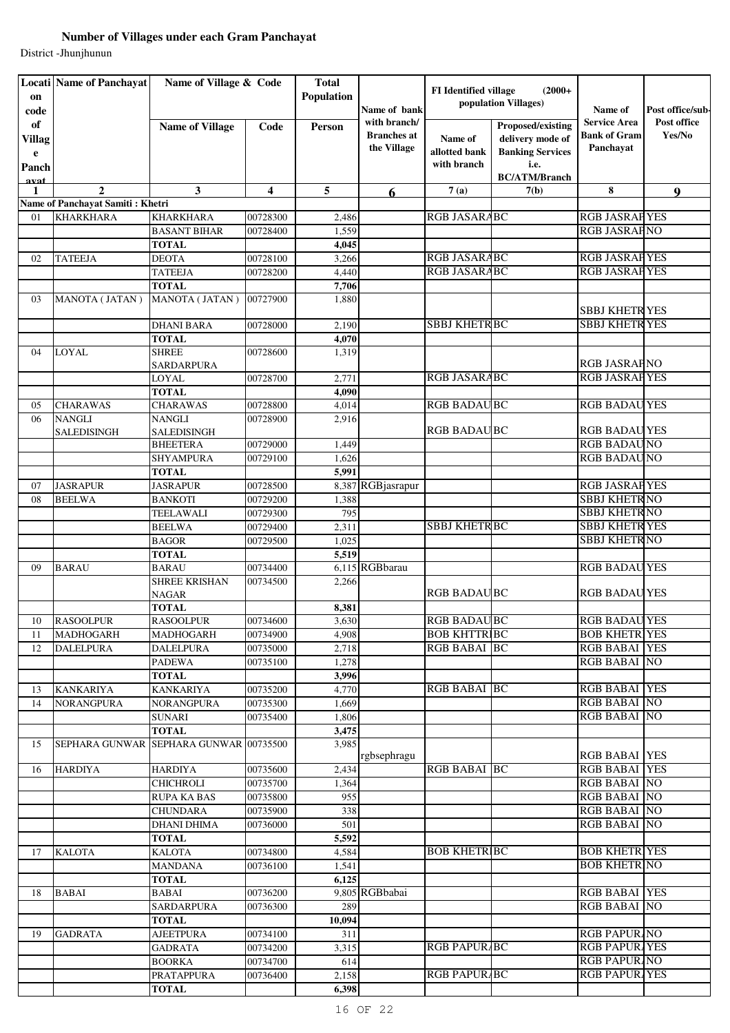**Number of Villages under each Gram Panchayat**

District -Jhunjhunun

| Location code of Village Panchayat | Name of Panchayat | Name of Village & Code | | Total Population | Name of bank with branch/ Branches at the Village | FI Identified village (2000+ population Villages) | | Name of Service Area Bank of Gram Panchayat | Post office/sub-Post office Yes/No |
|---|---|---|---|---|---|---|---|---|---|
| | | Name of Village | Code | Person | | Name of allotted bank with branch | Proposed/existing delivery mode of Banking Services i.e. BC/ATM/Branch | | |
| 1 | 2 | 3 | 4 | 5 | 6 | 7 (a) | 7(b) | 8 | 9 |
| Name of Panchayat Samiti : Khetri | | | | | | | | | |
| 01 | KHARKHARA | KHARKHARA | 00728300 | 2,486 | | RGB JASARA | BC | RGB JASRAP | YES |
| | | BASANT BIHAR | 00728400 | 1,559 | | | | RGB JASRAP | NO |
| | | TOTAL | | 4,045 | | | | | |
| 02 | TATEEJA | DEOTA | 00728100 | 3,266 | | RGB JASARA | BC | RGB JASRAP | YES |
| | | TATEEJA | 00728200 | 4,440 | | RGB JASARA | BC | RGB JASRAP | YES |
| | | TOTAL | | 7,706 | | | | | |
| 03 | MANOTA ( JATAN ) | MANOTA ( JATAN ) | 00727900 | 1,880 | | | | SBBJ KHETR | YES |
| | | DHANI BARA | 00728000 | 2,190 | | SBBJ KHETR | BC | SBBJ KHETR | YES |
| | | TOTAL | | 4,070 | | | | | |
| 04 | LOYAL | SHREE SARDARPURA | 00728600 | 1,319 | | | | RGB JASRAP | NO |
| | | LOYAL | 00728700 | 2,771 | | RGB JASARA | BC | RGB JASRAP | YES |
| | | TOTAL | | 4,090 | | | | | |
| 05 | CHARAWAS | CHARAWAS | 00728800 | 4,014 | | RGB BADAU | BC | RGB BADAU | YES |
| 06 | NANGLI SALEDISINGH | NANGLI SALEDISINGH | 00728900 | 2,916 | | RGB BADAU | BC | RGB BADAU | YES |
| | | BHEETERA | 00729000 | 1,449 | | | | RGB BADAU | NO |
| | | SHYAMPURA | 00729100 | 1,626 | | | | RGB BADAU | NO |
| | | TOTAL | | 5,991 | | | | | |
| 07 | JASRAPUR | JASRAPUR | 00728500 | 8,387 | RGBjasrapur | | | RGB JASRAP | YES |
| 08 | BEELWA | BANKOTI | 00729200 | 1,388 | | | | SBBJ KHETR | NO |
| | | TEELAWALI | 00729300 | 795 | | | | SBBJ KHETR | NO |
| | | BEELWA | 00729400 | 2,311 | | SBBJ KHETR | BC | SBBJ KHETR | YES |
| | | BAGOR | 00729500 | 1,025 | | | | SBBJ KHETR | NO |
| | | TOTAL | | 5,519 | | | | | |
| 09 | BARAU | BARAU | 00734400 | 6,115 | RGBbarau | | | RGB BADAU | YES |
| | | SHREE KRISHAN NAGAR | 00734500 | 2,266 | | RGB BADAU | BC | RGB BADAU | YES |
| | | TOTAL | | 8,381 | | | | | |
| 10 | RASOOLPUR | RASOOLPUR | 00734600 | 3,630 | | RGB BADAU | BC | RGB BADAU | YES |
| 11 | MADHOGARH | MADHOGARH | 00734900 | 4,908 | | BOB KHTTR | BC | BOB KHETR | YES |
| 12 | DALELPURA | DALELPURA | 00735000 | 2,718 | | RGB BABAI | BC | RGB BABAI | YES |
| | | PADEWA | 00735100 | 1,278 | | | | RGB BABAI | NO |
| | | TOTAL | | 3,996 | | | | | |
| 13 | KANKARIYA | KANKARIYA | 00735200 | 4,770 | | RGB BABAI | BC | RGB BABAI | YES |
| 14 | NORANGPURA | NORANGPURA | 00735300 | 1,669 | | | | RGB BABAI | NO |
| | | SUNARI | 00735400 | 1,806 | | | | RGB BABAI | NO |
| | | TOTAL | | 3,475 | | | | | |
| 15 | SEPHARA GUNWAR | SEPHARA GUNWAR | 00735500 | 3,985 | rgbsephragu | | | RGB BABAI | YES |
| 16 | HARDIYA | HARDIYA | 00735600 | 2,434 | | RGB BABAI | BC | RGB BABAI | YES |
| | | CHICHROLI | 00735700 | 1,364 | | | | RGB BABAI | NO |
| | | RUPA KA BAS | 00735800 | 955 | | | | RGB BABAI | NO |
| | | CHUNDARA | 00735900 | 338 | | | | RGB BABAI | NO |
| | | DHANI DHIMA | 00736000 | 501 | | | | RGB BABAI | NO |
| | | TOTAL | | 5,592 | | | | | |
| 17 | KALOTA | KALOTA | 00734800 | 4,584 | | BOB KHETR | BC | BOB KHETR | YES |
| | | MANDANA | 00736100 | 1,541 | | | | BOB KHETR | NO |
| | | TOTAL | | 6,125 | | | | | |
| 18 | BABAI | BABAI | 00736200 | 9,805 | RGBbabai | | | RGB BABAI | YES |
| | | SARDARPURA | 00736300 | 289 | | | | RGB BABAI | NO |
| | | TOTAL | | 10,094 | | | | | |
| 19 | GADRATA | AJEETPURA | 00734100 | 311 | | | | RGB PAPUR | NO |
| | | GADRATA | 00734200 | 3,315 | | RGB PAPUR | BC | RGB PAPUR | YES |
| | | BOORKA | 00734700 | 614 | | | | RGB PAPUR | NO |
| | | PRATAPPURA | 00736400 | 2,158 | | RGB PAPUR | BC | RGB PAPUR | YES |
| | | TOTAL | | 6,398 | | | | | |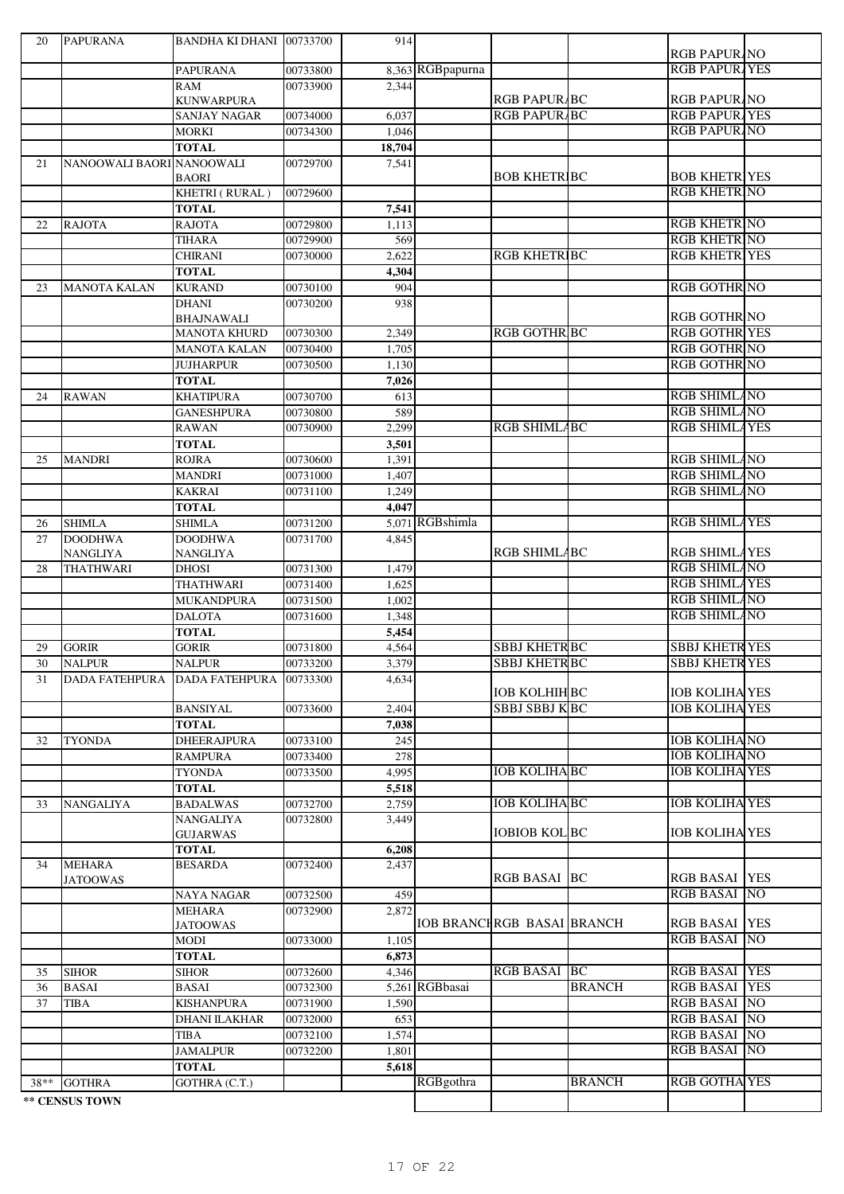| 20 | PAPURANA | BANDHA KI DHANI | 00733700 | 914 | | | | RGB PAPURA | NO |
|---|---|---|---|---|---|---|---|---|---|
| | | PAPURANA | 00733800 | 8,363 | RGBpapurna | | | RGB PAPURA | YES |
| | | RAM KUNWARPURA | 00733900 | 2,344 | | RGB PAPURA | BC | RGB PAPURA | NO |
| | | SANJAY NAGAR | 00734000 | 6,037 | | RGB PAPURA | BC | RGB PAPURA | YES |
| | | MORKI | 00734300 | 1,046 | | | | RGB PAPURA | NO |
| | | TOTAL | | 18,704 | | | | | |
| 21 | NANOOWALI BAORI | NANOOWALI BAORI | 00729700 | 7,541 | | BOB KHETRI | BC | BOB KHETRI | YES |
| | | KHETRI ( RURAL ) | 00729600 | | | | | RGB KHETRI | NO |
| | | TOTAL | | 7,541 | | | | | |
| 22 | RAJOTA | RAJOTA | 00729800 | 1,113 | | | | RGB KHETRI | NO |
| | | TIHARA | 00729900 | 569 | | | | RGB KHETRI | NO |
| | | CHIRANI | 00730000 | 2,622 | | RGB KHETRI | BC | RGB KHETRI | YES |
| | | TOTAL | | 4,304 | | | | | |
| 23 | MANOTA KALAN | KURAND | 00730100 | 904 | | | | RGB GOTHR | NO |
| | | DHANI BHAJNAWALI | 00730200 | 938 | | | | RGB GOTHR | NO |
| | | MANOTA KHURD | 00730300 | 2,349 | | RGB GOTHR | BC | RGB GOTHR | YES |
| | | MANOTA KALAN | 00730400 | 1,705 | | | | RGB GOTHR | NO |
| | | JUJHARPUR | 00730500 | 1,130 | | | | RGB GOTHR | NO |
| | | TOTAL | | 7,026 | | | | | |
| 24 | RAWAN | KHATIPURA | 00730700 | 613 | | | | RGB SHIMLA | NO |
| | | GANESHPURA | 00730800 | 589 | | | | RGB SHIMLA | NO |
| | | RAWAN | 00730900 | 2,299 | | RGB SHIMLA | BC | RGB SHIMLA | YES |
| | | TOTAL | | 3,501 | | | | | |
| 25 | MANDRI | ROJRA | 00730600 | 1,391 | | | | RGB SHIMLA | NO |
| | | MANDRI | 00731000 | 1,407 | | | | RGB SHIMLA | NO |
| | | KAKRAI | 00731100 | 1,249 | | | | RGB SHIMLA | NO |
| | | TOTAL | | 4,047 | | | | | |
| 26 | SHIMLA | SHIMLA | 00731200 | 5,071 | RGBshimla | | | RGB SHIMLA | YES |
| 27 | DOODHWA NANGLIYA | DOODHWA NANGLIYA | 00731700 | 4,845 | | RGB SHIMLA | BC | RGB SHIMLA | YES |
| 28 | THATHWARI | DHOSI | 00731300 | 1,479 | | | | RGB SHIMLA | NO |
| | | THATHWARI | 00731400 | 1,625 | | | | RGB SHIMLA | YES |
| | | MUKANDPURA | 00731500 | 1,002 | | | | RGB SHIMLA | NO |
| | | DALOTA | 00731600 | 1,348 | | | | RGB SHIMLA | NO |
| | | TOTAL | | 5,454 | | | | | |
| 29 | GORIR | GORIR | 00731800 | 4,564 | | SBBJ KHETR | BC | SBBJ KHETR | YES |
| 30 | NALPUR | NALPUR | 00733200 | 3,379 | | SBBJ KHETR | BC | SBBJ KHETR | YES |
| 31 | DADA FATEHPURA | DADA FATEHPURA | 00733300 | 4,634 | | IOB KOLHIH | BC | IOB KOLIHA | YES |
| | | BANSIYAL | 00733600 | 2,404 | | SBBJ SBBJ K | BC | IOB KOLIHA | YES |
| | | TOTAL | | 7,038 | | | | | |
| 32 | TYONDA | DHEERAJPURA | 00733100 | 245 | | | | IOB KOLIHA | NO |
| | | RAMPURA | 00733400 | 278 | | | | IOB KOLIHA | NO |
| | | TYONDA | 00733500 | 4,995 | | IOB KOLIHA | BC | IOB KOLIHA | YES |
| | | TOTAL | | 5,518 | | | | | |
| 33 | NANGALIYA | BADALWAS | 00732700 | 2,759 | | IOB KOLIHA | BC | IOB KOLIHA | YES |
| | | NANGALIYA GUJARWAS | 00732800 | 3,449 | | IOBIOB KOL | BC | IOB KOLIHA | YES |
| | | TOTAL | | 6,208 | | | | | |
| 34 | MEHARA JATOOWAS | BESARDA | 00732400 | 2,437 | | RGB BASAI | BC | RGB BASAI | YES |
| | | NAYA NAGAR | 00732500 | 459 | | | | RGB BASAI | NO |
| | | MEHARA JATOOWAS | 00732900 | 2,872 | IOB BRANCH | RGB BASAI | BRANCH | RGB BASAI | YES |
| | | MODI | 00733000 | 1,105 | | | | RGB BASAI | NO |
| | | TOTAL | | 6,873 | | | | | |
| 35 | SIHOR | SIHOR | 00732600 | 4,346 | | RGB BASAI | BC | RGB BASAI | YES |
| 36 | BASAI | BASAI | 00732300 | 5,261 | RGBbasai | | BRANCH | RGB BASAI | YES |
| 37 | TIBA | KISHANPURA | 00731900 | 1,590 | | | | RGB BASAI | NO |
| | | DHANI ILAKHAR | 00732000 | 653 | | | | RGB BASAI | NO |
| | | TIBA | 00732100 | 1,574 | | | | RGB BASAI | NO |
| | | JAMALPUR | 00732200 | 1,801 | | | | RGB BASAI | NO |
| | | TOTAL | | 5,618 | | | | | |
| 38** | GOTHRA | GOTHRA (C.T.) | | | RGBgothra | | BRANCH | RGB GOTHA | YES |

** CENSUS TOWN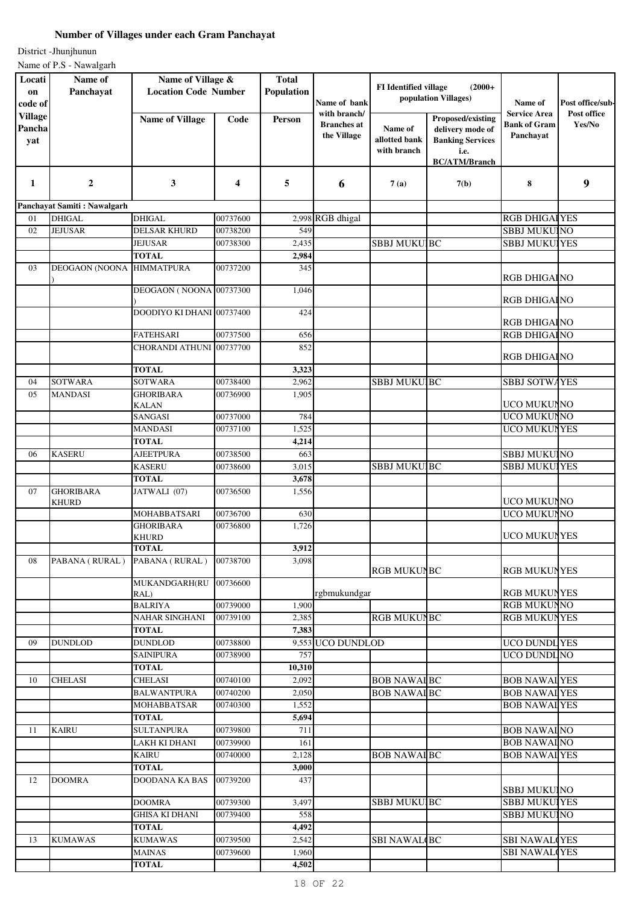**Number of Villages under each Gram Panchayat**

District -Jhunjhunun

Name of P.S - Nawalgarh

| Location code of Village Panchayat | Name of Panchayat | Name of Village & Location Code Number | | Total Population | Name of bank with branch/ Branches at the Village | FI Identified village (2000+ population Villages) | | Name of Service Area Bank of Gram Panchayat | Post office/sub-Post office Yes/No |
|---|---|---|---|---|---|---|---|---|---|
| | | Name of Village | Code | Person | | Name of allotted bank with branch | Proposed/existing delivery mode of Banking Services i.e. BC/ATM/Branch | | |
| 1 | 2 | 3 | 4 | 5 | 6 | 7 (a) | 7(b) | 8 | 9 |
| Panchayat Samiti : Nawalgarh | | | | | | | | | |
| 01 | DHIGAL | DHIGAL | 00737600 | 2,998 | RGB dhigal | | | RGB DHIGAL | YES |
| 02 | JEJUSAR | DELSAR KHURD | 00738200 | 549 | | | | SBBJ MUKU | NO |
| | | JEJUSAR | 00738300 | 2,435 | | SBBJ MUKU | BC | SBBJ MUKU | YES |
| | | TOTAL | | 2,984 | | | | | |
| 03 | DEOGAON (NOONA ) | HIMMATPURA | 00737200 | 345 | | | | RGB DHIGAL | NO |
| | | DEOGAON ( NOONA ) | 00737300 | 1,046 | | | | RGB DHIGAL | NO |
| | | DOODIYO KI DHANI | 00737400 | 424 | | | | RGB DHIGAL | NO |
| | | FATEHSARI | 00737500 | 656 | | | | RGB DHIGAL | NO |
| | | CHORANDI ATHUNI | 00737700 | 852 | | | | RGB DHIGAL | NO |
| | | TOTAL | | 3,323 | | | | | |
| 04 | SOTWARA | SOTWARA | 00738400 | 2,962 | | SBBJ MUKU | BC | SBBJ SOTWA | YES |
| 05 | MANDASI | GHORIBARA KALAN | 00736900 | 1,905 | | | | UCO MUKUN | NO |
| | | SANGASI | 00737000 | 784 | | | | UCO MUKUN | NO |
| | | MANDASI | 00737100 | 1,525 | | | | UCO MUKUN | YES |
| | | TOTAL | | 4,214 | | | | | |
| 06 | KASERU | AJEETPURA | 00738500 | 663 | | | | SBBJ MUKU | NO |
| | | KASERU | 00738600 | 3,015 | | SBBJ MUKU | BC | SBBJ MUKU | YES |
| | | TOTAL | | 3,678 | | | | | |
| 07 | GHORIBARA KHURD | JATWALI (07) | 00736500 | 1,556 | | | | UCO MUKUN | NO |
| | | MOHABBATSARI | 00736700 | 630 | | | | UCO MUKUN | NO |
| | | GHORIBARA KHURD | 00736800 | 1,726 | | | | UCO MUKUN | YES |
| | | TOTAL | | 3,912 | | | | | |
| 08 | PABANA ( RURAL ) | PABANA ( RURAL ) | 00738700 | 3,098 | | RGB MUKUN | BC | RGB MUKUN | YES |
| | | MUKANDGARH(RURAL) | 00736600 | | rgbmukundgar | | | RGB MUKUN | YES |
| | | BALRIYA | 00739000 | 1,900 | | | | RGB MUKUN | NO |
| | | NAHAR SINGHANI | 00739100 | 2,385 | | RGB MUKUN | BC | RGB MUKUN | YES |
| | | TOTAL | | 7,383 | | | | | |
| 09 | DUNDLOD | DUNDLOD | 00738800 | 9,553 | UCO DUNDLOD | | | UCO DUNDL | YES |
| | | SAINIPURA | 00738900 | 757 | | | | UCO DUNDL | NO |
| | | TOTAL | | 10,310 | | | | | |
| 10 | CHELASI | CHELASI | 00740100 | 2,092 | | BOB NAWAL | BC | BOB NAWAL | YES |
| | | BALWANTPURA | 00740200 | 2,050 | | BOB NAWAL | BC | BOB NAWAL | YES |
| | | MOHABBATSAR | 00740300 | 1,552 | | | | BOB NAWAL | YES |
| | | TOTAL | | 5,694 | | | | | |
| 11 | KAIRU | SULTANPURA | 00739800 | 711 | | | | BOB NAWAL | NO |
| | | LAKH KI DHANI | 00739900 | 161 | | | | BOB NAWAL | NO |
| | | KAIRU | 00740000 | 2,128 | | BOB NAWAL | BC | BOB NAWAL | YES |
| | | TOTAL | | 3,000 | | | | | |
| 12 | DOOMRA | DOODANA KA BAS | 00739200 | 437 | | | | SBBJ MUKU | NO |
| | | DOOMRA | 00739300 | 3,497 | | SBBJ MUKU | BC | SBBJ MUKU | YES |
| | | GHISA KI DHANI | 00739400 | 558 | | | | SBBJ MUKU | NO |
| | | TOTAL | | 4,492 | | | | | |
| 13 | KUMAWAS | KUMAWAS | 00739500 | 2,542 | | SBI NAWAL | BC | SBI NAWAL | YES |
| | | MAINAS | 00739600 | 1,960 | | | | SBI NAWAL | YES |
| | | TOTAL | | 4,502 | | | | | |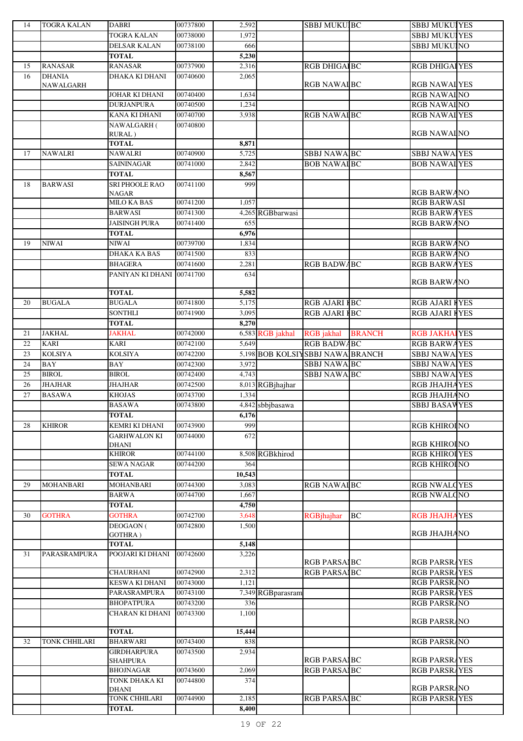| | | | | | | | | | |
|---|---|---|---|---|---|---|---|---|---|
| 14 | TOGRA KALAN | DABRI | 00737800 | 2,592 | | SBBJ MUKU | BC | SBBJ MUKU | YES |
| | | TOGRA KALAN | 00738000 | 1,972 | | | | SBBJ MUKU | YES |
| | | DELSAR KALAN | 00738100 | 666 | | | | SBBJ MUKU | NO |
| | | TOTAL | | 5,230 | | | | | |
| 15 | RANASAR | RANASAR | 00737900 | 2,316 | | RGB DHIGAI | BC | RGB DHIGAI | YES |
| 16 | DHANIA NAWALGARH | DHAKA KI DHANI | 00740600 | 2,065 | | RGB NAWAI | BC | RGB NAWAI | YES |
| | | JOHAR KI DHANI | 00740400 | 1,634 | | | | RGB NAWAI | NO |
| | | DURJANPURA | 00740500 | 1,234 | | | | RGB NAWAI | NO |
| | | KANA KI DHANI | 00740700 | 3,938 | | RGB NAWAI | BC | RGB NAWAI | YES |
| | | NAWALGARH ( RURAL ) | 00740800 | | | | | RGB NAWAI | NO |
| | | TOTAL | | 8,871 | | | | | |
| 17 | NAWALRI | NAWALRI | 00740900 | 5,725 | | SBBJ NAWA | BC | SBBJ NAWA | YES |
| | | SAININAGAR | 00741000 | 2,842 | | BOB NAWAI | BC | BOB NAWAI | YES |
| | | TOTAL | | 8,567 | | | | | |
| 18 | BARWASI | SRI PHOOLE RAO NAGAR | 00741100 | 999 | | | | RGB BARWA | NO |
| | | MILO KA BAS | 00741200 | 1,057 | | | | RGB BARWASI | |
| | | BARWASI | 00741300 | 4,265 | RGBbarwasi | | | RGB BARWA | YES |
| | | JAISINGH PURA | 00741400 | 655 | | | | RGB BARWA | NO |
| | | TOTAL | | 6,976 | | | | | |
| 19 | NIWAI | NIWAI | 00739700 | 1,834 | | | | RGB BARWA | NO |
| | | DHAKA KA BAS | 00741500 | 833 | | | | RGB BARWA | NO |
| | | BHAGERA | 00741600 | 2,281 | | RGB BADWA | BC | RGB BARWA | YES |
| | | PANIYAN KI DHANI | 00741700 | 634 | | | | RGB BARWA | NO |
| | | TOTAL | | 5,582 | | | | | |
| 20 | BUGALA | BUGALA | 00741800 | 5,175 | | RGB AJARI K | BC | RGB AJARI K | YES |
| | | SONTHLI | 00741900 | 3,095 | | RGB AJARI K | BC | RGB AJARI K | YES |
| | | TOTAL | | 8,270 | | | | | |
| 21 | JAKHAL | JAKHAL | 00742000 | 6,583 | RGB jakhal | RGB jakhal | BRANCH | RGB JAKHAL | YES |
| 22 | KARI | KARI | 00742100 | 5,649 | | RGB BADWA | BC | RGB BARWA | YES |
| 23 | KOLSIYA | KOLSIYA | 00742200 | 5,198 | BOB KOLSIY | SBBJ NAWA | BRANCH | SBBJ NAWA | YES |
| 24 | BAY | BAY | 00742300 | 3,972 | | SBBJ NAWA | BC | SBBJ NAWA | YES |
| 25 | BIROL | BIROL | 00742400 | 4,743 | | SBBJ NAWA | BC | SBBJ NAWA | YES |
| 26 | JHAJHAR | JHAJHAR | 00742500 | 8,013 | RGBjhajhar | | | RGB JHAJHA | YES |
| 27 | BASAWA | KHOJAS | 00743700 | 1,334 | | | | RGB JHAJHA | NO |
| | | BASAWA | 00743800 | 4,842 | sbbjbasawa | | | SBBJ BASAW | YES |
| | | TOTAL | | 6,176 | | | | | |
| 28 | KHIROR | KEMRI KI DHANI | 00743900 | 999 | | | | RGB KHIROI | NO |
| | | GARHWALON KI DHANI | 00744000 | 672 | | | | RGB KHIROI | NO |
| | | KHIROR | 00744100 | 8,508 | RGBkhirod | | | RGB KHIROI | YES |
| | | SEWA NAGAR | 00744200 | 364 | | | | RGB KHIROI | NO |
| | | TOTAL | | 10,543 | | | | | |
| 29 | MOHANBARI | MOHANBARI | 00744300 | 3,083 | | RGB NAWAI | BC | RGB NWALC | YES |
| | | BARWA | 00744700 | 1,667 | | | | RGB NWALC | NO |
| | | TOTAL | | 4,750 | | | | | |
| 30 | GOTHRA | GOTHRA | 00742700 | 3,648 | | RGBjhajhar | BC | RGB JHAJHA | YES |
| | | DEOGAON ( GOTHRA ) | 00742800 | 1,500 | | | | RGB JHAJHA | NO |
| | | TOTAL | | 5,148 | | | | | |
| 31 | PARASRAMPURA | POOJARI KI DHANI | 00742600 | 3,226 | | RGB PARSAI | BC | RGB PARSRA | YES |
| | | CHAURHANI | 00742900 | 2,312 | | RGB PARSAI | BC | RGB PARSRA | YES |
| | | KESWA KI DHANI | 00743000 | 1,121 | | | | RGB PARSRA | NO |
| | | PARASRAMPURA | 00743100 | 7,349 | RGBparasram | | | RGB PARSRA | YES |
| | | BHOPATPURA | 00743200 | 336 | | | | RGB PARSRA | NO |
| | | CHARAN KI DHANI | 00743300 | 1,100 | | | | RGB PARSRA | NO |
| | | TOTAL | | 15,444 | | | | | |
| 32 | TONK CHHILARI | BHARWARI | 00743400 | 838 | | | | RGB PARSRA | NO |
| | | GIRDHARPURA SHAHPURA | 00743500 | 2,934 | | RGB PARSAI | BC | RGB PARSRA | YES |
| | | BHOJNAGAR | 00743600 | 2,069 | | RGB PARSAI | BC | RGB PARSRA | YES |
| | | TONK DHAKA KI DHANI | 00744800 | 374 | | | | RGB PARSRA | NO |
| | | TONK CHHILARI | 00744900 | 2,185 | | RGB PARSAI | BC | RGB PARSRA | YES |
| | | TOTAL | | 8,400 | | | | | |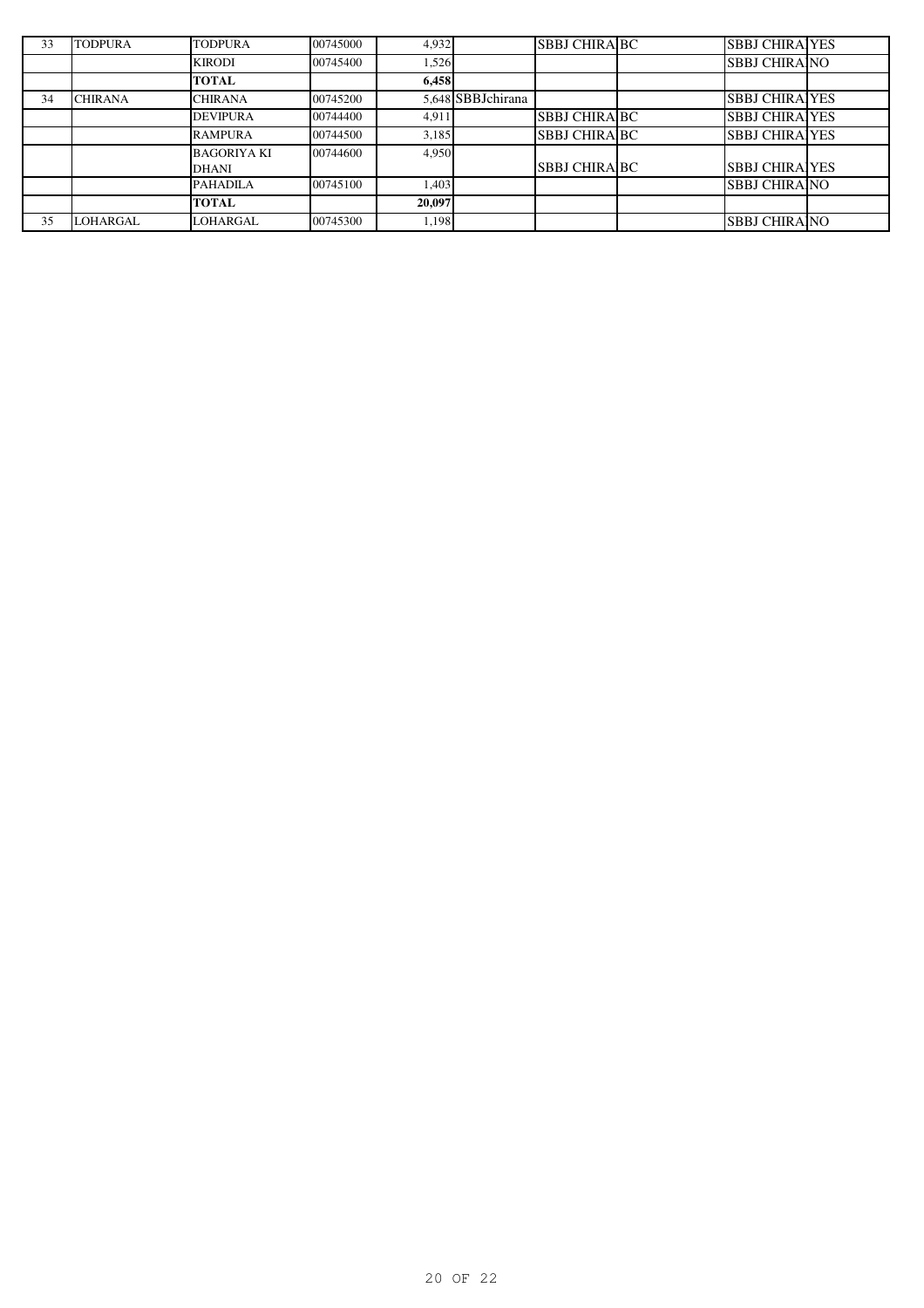| 33 | TODPURA | TODPURA | 00745000 | 4,932 | | SBBJ CHIRA | BC | SBBJ CHIRA | YES |
|---|---|---|---|---|---|---|---|---|---|
| | | KIRODI | 00745400 | 1,526 | | | | SBBJ CHIRA | NO |
| | | **TOTAL** | | **6,458** | | | | | |
| 34 | CHIRANA | CHIRANA | 00745200 | 5,648 | SBBJchirana | | | SBBJ CHIRA | YES |
| | | DEVIPURA | 00744400 | 4,911 | | SBBJ CHIRA | BC | SBBJ CHIRA | YES |
| | | RAMPURA | 00744500 | 3,185 | | SBBJ CHIRA | BC | SBBJ CHIRA | YES |
| | | BAGORIYA KI DHANI | 00744600 | 4,950 | | SBBJ CHIRA | BC | SBBJ CHIRA | YES |
| | | PAHADILA | 00745100 | 1,403 | | | | SBBJ CHIRA | NO |
| | | **TOTAL** | | **20,097** | | | | | |
| 35 | LOHARGAL | LOHARGAL | 00745300 | 1,198 | | | | SBBJ CHIRA | NO |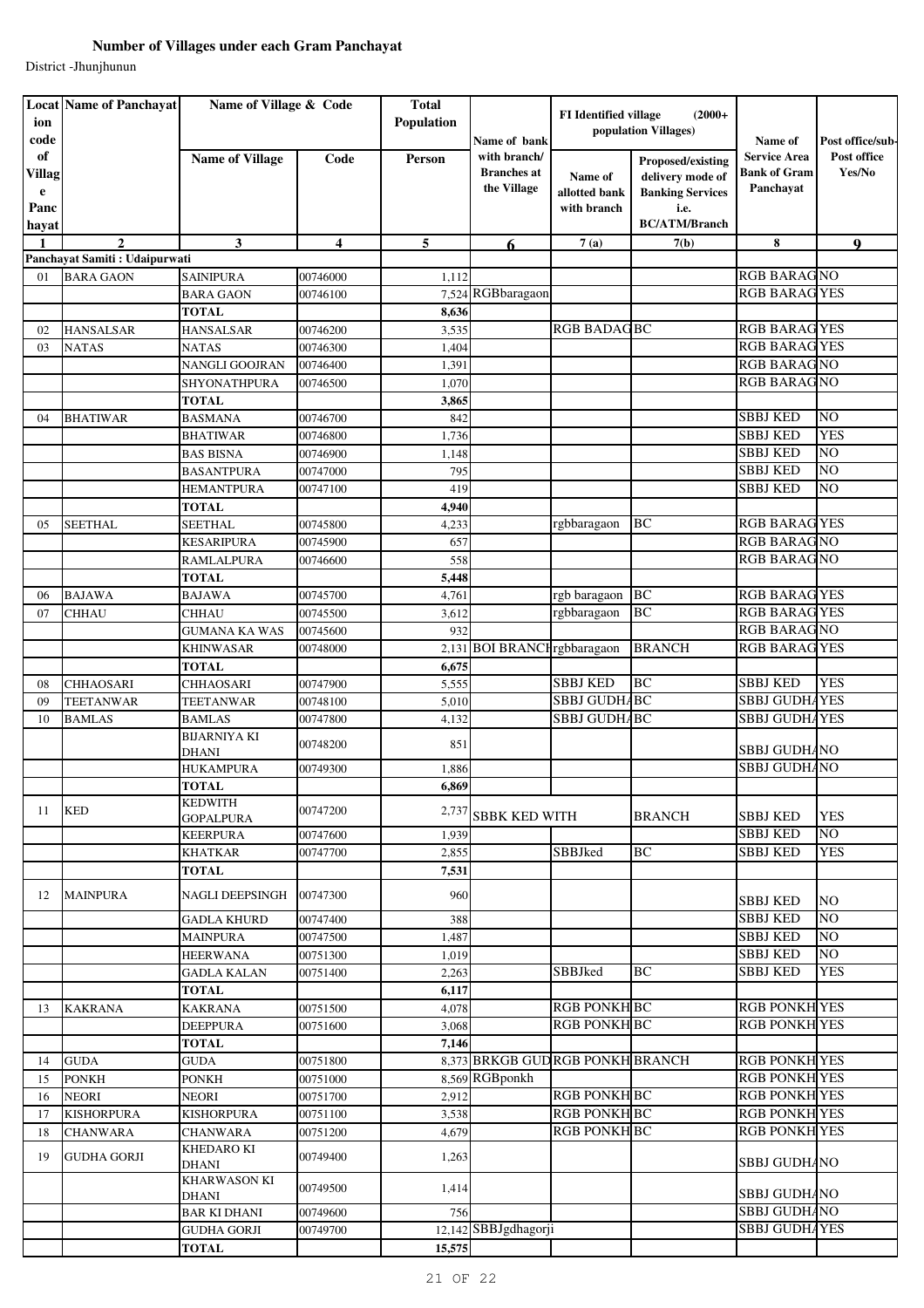## Number of Villages under each Gram Panchayat

District -Jhunjhunun

| Location code of Village e Panchayat | Name of Panchayat | Name of Village & Code | | Total Population | Name of bank with branch/ Branches at the Village | FI Identified village (2000+ population Villages) | | Name of Service Area Bank of Gram Panchayat | Post office/sub-Post office Yes/No |
|---|---|---|---|---|---|---|---|---|---|
| | | Name of Village | Code | Person | | Name of allotted bank with branch | Proposed/existing delivery mode of Banking Services i.e. BC/ATM/Branch | | |
| 1 | 2 | 3 | 4 | 5 | 6 | 7 (a) | 7(b) | 8 | 9 |
| **Panchayat Samiti : Udaipurwati** | | | | | | | | | |
| 01 | BARA GAON | SAINIPURA | 00746000 | 1,112 | | | | RGB BARAG | NO |
| | | BARA GAON | 00746100 | 7,524 | RGBbaragaon | | | RGB BARAG | YES |
| | | **TOTAL** | | **8,636** | | | | | |
| 02 | HANSALSAR | HANSALSAR | 00746200 | 3,535 | | RGB BADAG | BC | RGB BARAG | YES |
| 03 | NATAS | NATAS | 00746300 | 1,404 | | | | RGB BARAG | YES |
| | | NANGLI GOOJRAN | 00746400 | 1,391 | | | | RGB BARAG | NO |
| | | SHYONATHPURA | 00746500 | 1,070 | | | | RGB BARAG | NO |
| | | **TOTAL** | | **3,865** | | | | | |
| 04 | BHATIWAR | BASMANA | 00746700 | 842 | | | | SBBJ KED | NO |
| | | BHATIWAR | 00746800 | 1,736 | | | | SBBJ KED | YES |
| | | BAS BISNA | 00746900 | 1,148 | | | | SBBJ KED | NO |
| | | BASANTPURA | 00747000 | 795 | | | | SBBJ KED | NO |
| | | HEMANTPURA | 00747100 | 419 | | | | SBBJ KED | NO |
| | | **TOTAL** | | **4,940** | | | | | |
| 05 | SEETHAL | SEETHAL | 00745800 | 4,233 | | rgbbaragaon | BC | RGB BARAG | YES |
| | | KESARIPURA | 00745900 | 657 | | | | RGB BARAG | NO |
| | | RAMLALPURA | 00746600 | 558 | | | | RGB BARAG | NO |
| | | **TOTAL** | | **5,448** | | | | | |
| 06 | BAJAWA | BAJAWA | 00745700 | 4,761 | | rgb baragaon | BC | RGB BARAG | YES |
| 07 | CHHAU | CHHAU | 00745500 | 3,612 | | rgbbaragaon | BC | RGB BARAG | YES |
| | | GUMANA KA WAS | 00745600 | 932 | | | | RGB BARAG | NO |
| | | KHINWASAR | 00748000 | 2,131 | BOI BRANCH | rgbbaragaon | BRANCH | RGB BARAG | YES |
| | | **TOTAL** | | **6,675** | | | | | |
| 08 | CHHAOSARI | CHHAOSARI | 00747900 | 5,555 | | SBBJ KED | BC | SBBJ KED | YES |
| 09 | TEETANWAR | TEETANWAR | 00748100 | 5,010 | | SBBJ GUDHA | BC | SBBJ GUDHA | YES |
| 10 | BAMLAS | BAMLAS | 00747800 | 4,132 | | SBBJ GUDHA | BC | SBBJ GUDHA | YES |
| | | BIJARNIYA KI DHANI | 00748200 | 851 | | | | SBBJ GUDHA | NO |
| | | HUKAMPURA | 00749300 | 1,886 | | | | SBBJ GUDHA | NO |
| | | **TOTAL** | | **6,869** | | | | | |
| 11 | KED | KEDWITH GOPALPURA | 00747200 | 2,737 | SBBK KED WITH | | BRANCH | SBBJ KED | YES |
| | | KEERPURA | 00747600 | 1,939 | | | | SBBJ KED | NO |
| | | KHATKAR | 00747700 | 2,855 | | SBBJked | BC | SBBJ KED | YES |
| | | **TOTAL** | | **7,531** | | | | | |
| 12 | MAINPURA | NAGLI DEEPSINGH | 00747300 | 960 | | | | SBBJ KED | NO |
| | | GADLA KHURD | 00747400 | 388 | | | | SBBJ KED | NO |
| | | MAINPURA | 00747500 | 1,487 | | | | SBBJ KED | NO |
| | | HEERWANA | 00751300 | 1,019 | | | | SBBJ KED | NO |
| | | GADLA KALAN | 00751400 | 2,263 | | SBBJked | BC | SBBJ KED | YES |
| | | **TOTAL** | | **6,117** | | | | | |
| 13 | KAKRANA | KAKRANA | 00751500 | 4,078 | | RGB PONKH | BC | RGB PONKH | YES |
| | | DEEPPURA | 00751600 | 3,068 | | RGB PONKH | BC | RGB PONKH | YES |
| | | **TOTAL** | | **7,146** | | | | | |
| 14 | GUDA | GUDA | 00751800 | 8,373 | BRKGB GUD | RGB PONKH | BRANCH | RGB PONKH | YES |
| 15 | PONKH | PONKH | 00751000 | 8,569 | RGBponkh | | | RGB PONKH | YES |
| 16 | NEORI | NEORI | 00751700 | 2,912 | | RGB PONKH | BC | RGB PONKH | YES |
| 17 | KISHORPURA | KISHORPURA | 00751100 | 3,538 | | RGB PONKH | BC | RGB PONKH | YES |
| 18 | CHANWARA | CHANWARA | 00751200 | 4,679 | | RGB PONKH | BC | RGB PONKH | YES |
| 19 | GUDHA GORJI | KHEDARO KI DHANI | 00749400 | 1,263 | | | | SBBJ GUDHA | NO |
| | | KHARWASON KI DHANI | 00749500 | 1,414 | | | | SBBJ GUDHA | NO |
| | | BAR KI DHANI | 00749600 | 756 | | | | SBBJ GUDHA | NO |
| | | GUDHA GORJI | 00749700 | 12,142 | SBBJgdhagorji | | | SBBJ GUDHA | YES |
| | | **TOTAL** | | **15,575** | | | | | |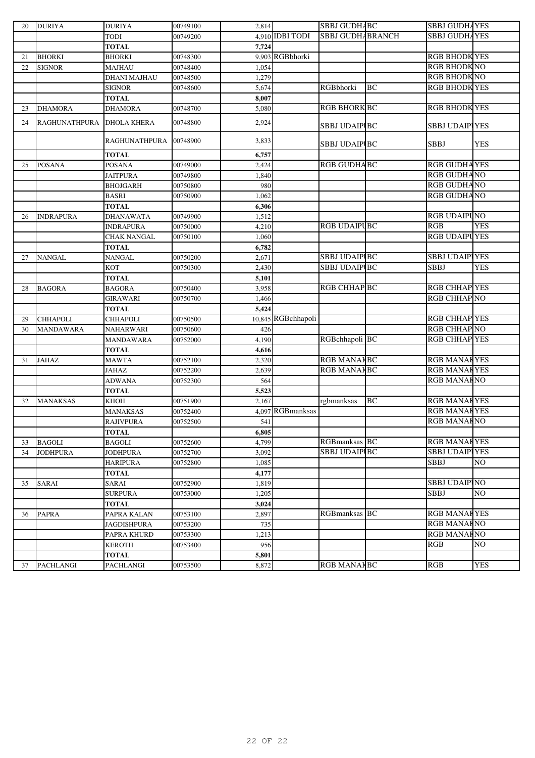| | | | | | | | | | |
|---|---|---|---|---|---|---|---|---|---|
| 20 | DURIYA | DURIYA | 00749100 | 2,814 | | SBBJ GUDHA | BC | SBBJ GUDHA | YES |
| | | TODI | 00749200 | 4,910 | IDBI TODI | SBBJ GUDHA | BRANCH | SBBJ GUDHA | YES |
| | | **TOTAL** | | **7,724** | | | | | |
| 21 | BHORKI | BHORKI | 00748300 | 9,903 | RGBbhorki | | | RGB BHODK | YES |
| 22 | SIGNOR | MAJHAU | 00748400 | 1,054 | | | | RGB BHODK | NO |
| | | DHANI MAJHAU | 00748500 | 1,279 | | | | RGB BHODK | NO |
| | | SIGNOR | 00748600 | 5,674 | | RGBbhorki | BC | RGB BHODK | YES |
| | | **TOTAL** | | **8,007** | | | | | |
| 23 | DHAMORA | DHAMORA | 00748700 | 5,080 | | RGB BHORK | BC | RGB BHODK | YES |
| 24 | RAGHUNATHPURA | DHOLA KHERA | 00748800 | 2,924 | | SBBJ UDAIPU | BC | SBBJ UDAIPU | YES |
| | | RAGHUNATHPURA | 00748900 | 3,833 | | SBBJ UDAIPU | BC | SBBJ | YES |
| | | **TOTAL** | | **6,757** | | | | | |
| 25 | POSANA | POSANA | 00749000 | 2,424 | | RGB GUDHA | BC | RGB GUDHA | YES |
| | | JAITPURA | 00749800 | 1,840 | | | | RGB GUDHA | NO |
| | | BHOJGARH | 00750800 | 980 | | | | RGB GUDHA | NO |
| | | BASRI | 00750900 | 1,062 | | | | RGB GUDHA | NO |
| | | **TOTAL** | | **6,306** | | | | | |
| 26 | INDRAPURA | DHANAWATA | 00749900 | 1,512 | | | | RGB UDAIPU | NO |
| | | INDRAPURA | 00750000 | 4,210 | | RGB UDAIPU | BC | RGB | YES |
| | | CHAK NANGAL | 00750100 | 1,060 | | | | RGB UDAIPU | YES |
| | | **TOTAL** | | **6,782** | | | | | |
| 27 | NANGAL | NANGAL | 00750200 | 2,671 | | SBBJ UDAIPU | BC | SBBJ UDAIPU | YES |
| | | KOT | 00750300 | 2,430 | | SBBJ UDAIPU | BC | SBBJ | YES |
| | | **TOTAL** | | **5,101** | | | | | |
| 28 | BAGORA | BAGORA | 00750400 | 3,958 | | RGB CHHAP | BC | RGB CHHAP | YES |
| | | GIRAWARI | 00750700 | 1,466 | | | | RGB CHHAP | NO |
| | | **TOTAL** | | **5,424** | | | | | |
| 29 | CHHAPOLI | CHHAPOLI | 00750500 | 10,845 | RGBchhapoli | | | RGB CHHAP | YES |
| 30 | MANDAWARA | NAHARWARI | 00750600 | 426 | | | | RGB CHHAP | NO |
| | | MANDAWARA | 00752000 | 4,190 | | RGBchhapoli | BC | RGB CHHAP | YES |
| | | **TOTAL** | | **4,616** | | | | | |
| 31 | JAHAZ | MAWTA | 00752100 | 2,320 | | RGB MANAK | BC | RGB MANAK | YES |
| | | JAHAZ | 00752200 | 2,639 | | RGB MANAK | BC | RGB MANAK | YES |
| | | ADWANA | 00752300 | 564 | | | | RGB MANAK | NO |
| | | **TOTAL** | | **5,523** | | | | | |
| 32 | MANAKSAS | KHOH | 00751900 | 2,167 | | rgbmanksas | BC | RGB MANAK | YES |
| | | MANAKSAS | 00752400 | 4,097 | RGBmanksas | | | RGB MANAK | YES |
| | | RAJIVPURA | 00752500 | 541 | | | | RGB MANAK | NO |
| | | **TOTAL** | | **6,805** | | | | | |
| 33 | BAGOLI | BAGOLI | 00752600 | 4,799 | | RGBmanksas | BC | RGB MANAK | YES |
| 34 | JODHPURA | JODHPURA | 00752700 | 3,092 | | SBBJ UDAIPU | BC | SBBJ UDAIPU | YES |
| | | HARIPURA | 00752800 | 1,085 | | | | SBBJ | NO |
| | | **TOTAL** | | **4,177** | | | | | |
| 35 | SARAI | SARAI | 00752900 | 1,819 | | | | SBBJ UDAIPU | NO |
| | | SURPURA | 00753000 | 1,205 | | | | SBBJ | NO |
| | | **TOTAL** | | **3,024** | | | | | |
| 36 | PAPRA | PAPRA KALAN | 00753100 | 2,897 | | RGBmanksas | BC | RGB MANAK | YES |
| | | JAGDISHPURA | 00753200 | 735 | | | | RGB MANAK | NO |
| | | PAPRA KHURD | 00753300 | 1,213 | | | | RGB MANAK | NO |
| | | KEROTH | 00753400 | 956 | | | | RGB | NO |
| | | **TOTAL** | | **5,801** | | | | | |
| 37 | PACHLANGI | PACHLANGI | 00753500 | 8,872 | | RGB MANAK | BC | RGB | YES |